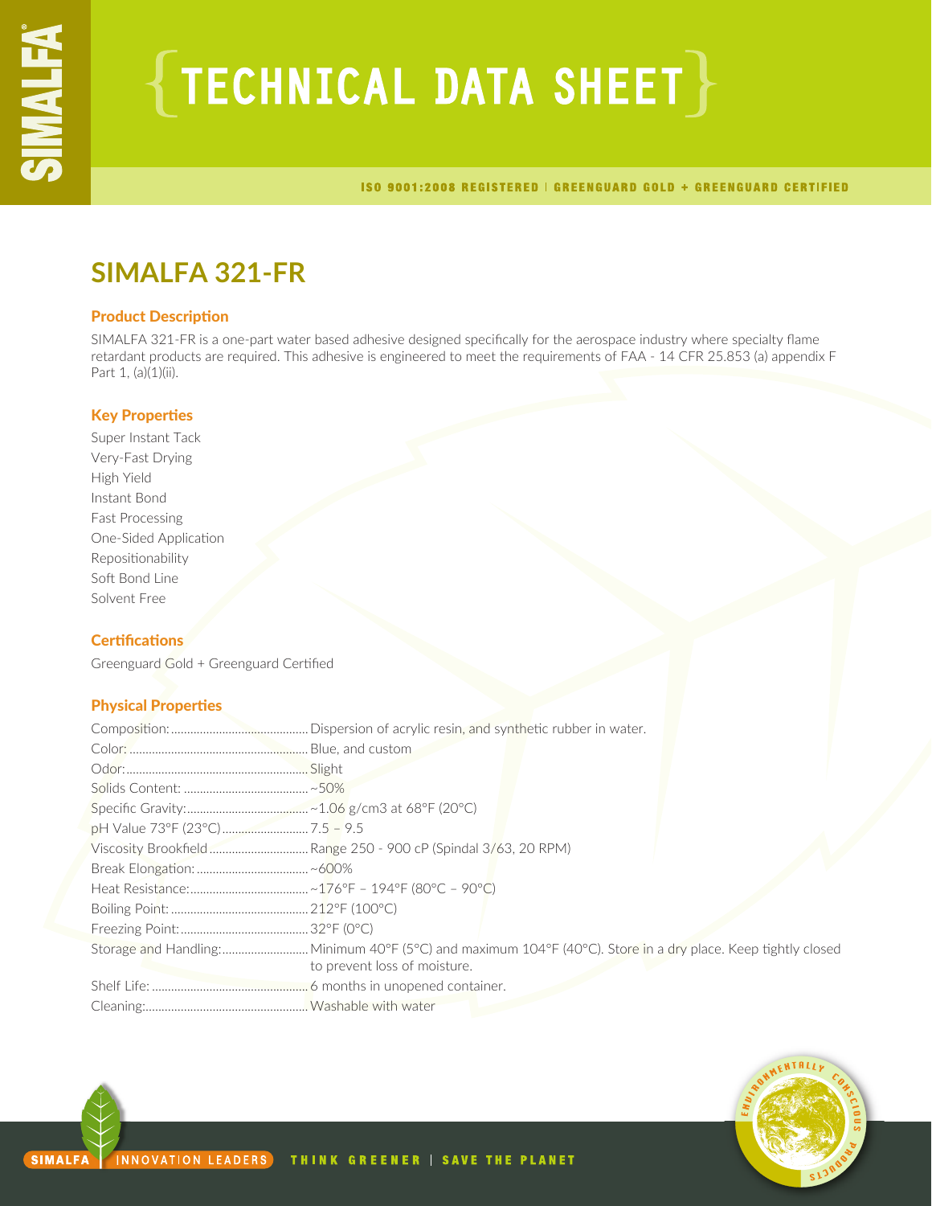# TECHNICAL DATA SHEET

ISO 9001:2008 REGISTERED | GREENGUARD GOLD + GREENGUARD CERTIFIED

## SIMALFA 321-FR

### Product Description

SIMALFA 321-FR is a one-part water based adhesive designed specifically for the aerospace industry where specialty flame retardant products are required. This adhesive is engineered to meet the requirements of FAA - 14 CFR 25.853 (a) appendix F Part 1, (a)(1)(ii).

### Key Properties

Super Instant Tack
Very-Fast Drying
High Yield
Instant Bond
Fast Processing
One-Sided Application
Repositionability
Soft Bond Line
Solvent Free

### Certifications

Greenguard Gold + Greenguard Certified

### Physical Properties

| Property | Value |
|---|---|
| Composition: | Dispersion of acrylic resin, and synthetic rubber in water. |
| Color: | Blue, and custom |
| Odor: | Slight |
| Solids Content: | ~50% |
| Specific Gravity: | ~1.06 g/cm3 at 68°F (20°C) |
| pH Value 73°F (23°C) | 7.5 – 9.5 |
| Viscosity Brookfield | Range 250 - 900 cP (Spindal 3/63, 20 RPM) |
| Break Elongation: | ~600% |
| Heat Resistance: | ~176°F – 194°F (80°C – 90°C) |
| Boiling Point: | 212°F (100°C) |
| Freezing Point: | 32°F (0°C) |
| Storage and Handling: | Minimum 40°F (5°C) and maximum 104°F (40°C). Store in a dry place. Keep tightly closed to prevent loss of moisture. |
| Shelf Life: | 6 months in unopened container. |
| Cleaning: | Washable with water |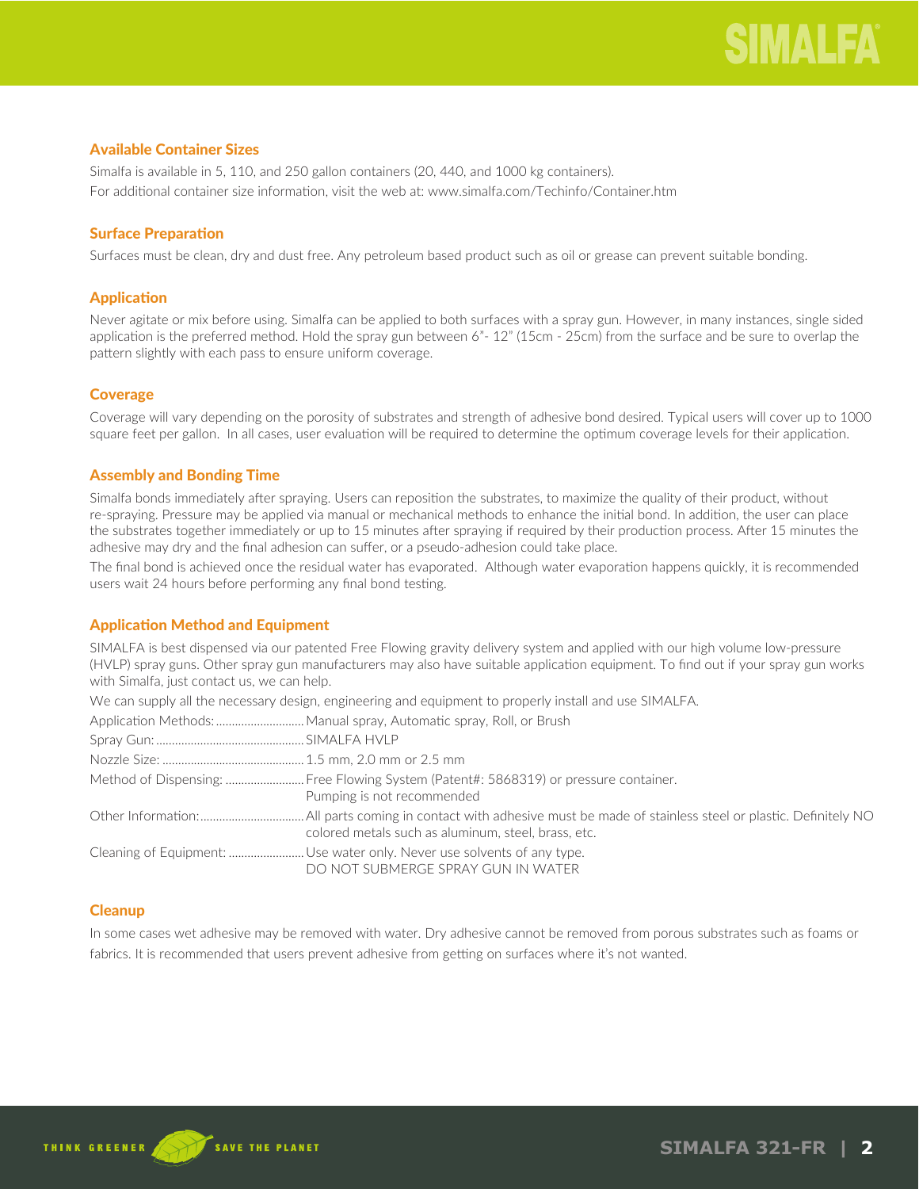## Available Container Sizes

Simalfa is available in 5, 110, and 250 gallon containers (20, 440, and 1000 kg containers).
For additional container size information, visit the web at: www.simalfa.com/Techinfo/Container.htm

## Surface Preparation

Surfaces must be clean, dry and dust free. Any petroleum based product such as oil or grease can prevent suitable bonding.

## Application

Never agitate or mix before using. Simalfa can be applied to both surfaces with a spray gun. However, in many instances, single sided application is the preferred method. Hold the spray gun between 6"- 12" (15cm - 25cm) from the surface and be sure to overlap the pattern slightly with each pass to ensure uniform coverage.

## Coverage

Coverage will vary depending on the porosity of substrates and strength of adhesive bond desired. Typical users will cover up to 1000 square feet per gallon. In all cases, user evaluation will be required to determine the optimum coverage levels for their application.

## Assembly and Bonding Time

Simalfa bonds immediately after spraying. Users can reposition the substrates, to maximize the quality of their product, without re-spraying. Pressure may be applied via manual or mechanical methods to enhance the initial bond. In addition, the user can place the substrates together immediately or up to 15 minutes after spraying if required by their production process. After 15 minutes the adhesive may dry and the final adhesion can suffer, or a pseudo-adhesion could take place.

The final bond is achieved once the residual water has evaporated. Although water evaporation happens quickly, it is recommended users wait 24 hours before performing any final bond testing.

## Application Method and Equipment

SIMALFA is best dispensed via our patented Free Flowing gravity delivery system and applied with our high volume low-pressure (HVLP) spray guns. Other spray gun manufacturers may also have suitable application equipment. To find out if your spray gun works with Simalfa, just contact us, we can help.

We can supply all the necessary design, engineering and equipment to properly install and use SIMALFA.

Application Methods: ............................ Manual spray, Automatic spray, Roll, or Brush

Spray Gun: ............................................. SIMALFA HVLP

Nozzle Size: ............................................ 1.5 mm, 2.0 mm or 2.5 mm

Method of Dispensing: ......................... Free Flowing System (Patent#: 5868319) or pressure container.
Pumping is not recommended

Other Information: ................................. All parts coming in contact with adhesive must be made of stainless steel or plastic. Definitely NO colored metals such as aluminum, steel, brass, etc.

Cleaning of Equipment: ........................ Use water only. Never use solvents of any type.
DO NOT SUBMERGE SPRAY GUN IN WATER

## Cleanup

In some cases wet adhesive may be removed with water. Dry adhesive cannot be removed from porous substrates such as foams or fabrics. It is recommended that users prevent adhesive from getting on surfaces where it's not wanted.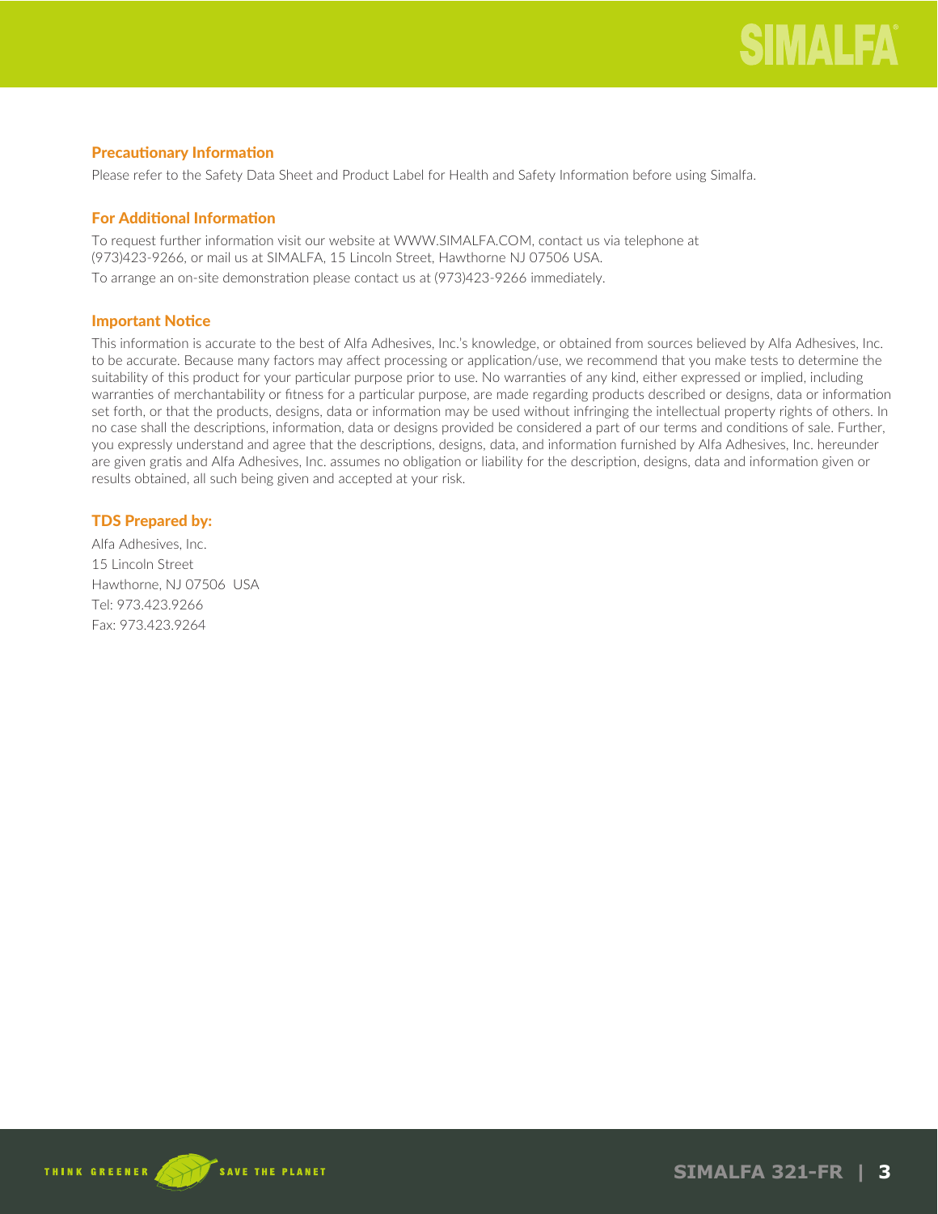## Precautionary Information

Please refer to the Safety Data Sheet and Product Label for Health and Safety Information before using Simalfa.

## For Additional Information

To request further information visit our website at WWW.SIMALFA.COM, contact us via telephone at (973)423-9266, or mail us at SIMALFA, 15 Lincoln Street, Hawthorne NJ 07506 USA.

To arrange an on-site demonstration please contact us at (973)423-9266 immediately.

## Important Notice

This information is accurate to the best of Alfa Adhesives, Inc.'s knowledge, or obtained from sources believed by Alfa Adhesives, Inc. to be accurate. Because many factors may affect processing or application/use, we recommend that you make tests to determine the suitability of this product for your particular purpose prior to use. No warranties of any kind, either expressed or implied, including warranties of merchantability or fitness for a particular purpose, are made regarding products described or designs, data or information set forth, or that the products, designs, data or information may be used without infringing the intellectual property rights of others. In no case shall the descriptions, information, data or designs provided be considered a part of our terms and conditions of sale. Further, you expressly understand and agree that the descriptions, designs, data, and information furnished by Alfa Adhesives, Inc. hereunder are given gratis and Alfa Adhesives, Inc. assumes no obligation or liability for the description, designs, data and information given or results obtained, all such being given and accepted at your risk.

## TDS Prepared by:

Alfa Adhesives, Inc.
15 Lincoln Street
Hawthorne, NJ 07506 USA
Tel: 973.423.9266
Fax: 973.423.9264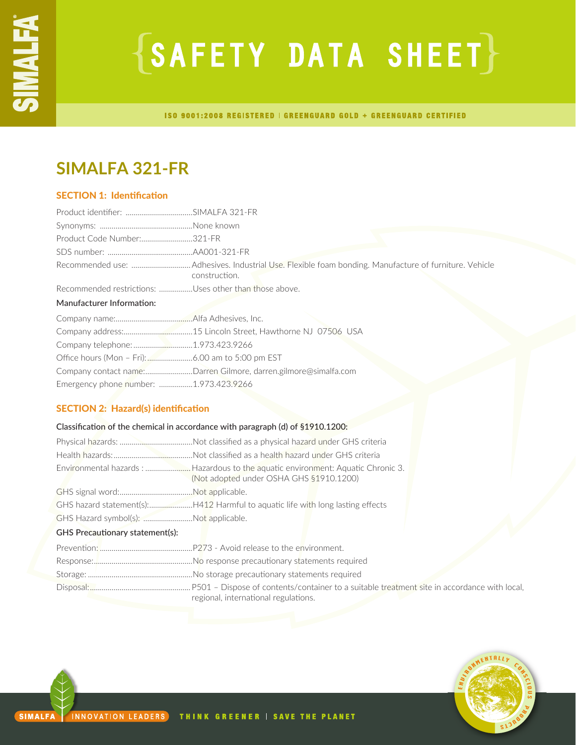# SAFETY DATA SHEET

ISO 9001:2008 REGISTERED | GREENGUARD GOLD + GREENGUARD CERTIFIED

## SIMALFA 321-FR

### SECTION 1: Identification

Product identifier: ..................................SIMALFA 321-FR

Synonyms: ...............................................None known

Product Code Number:..........................321-FR

SDS number: ...........................................AA001-321-FR

Recommended use: ..............................Adhesives. Industrial Use. Flexible foam bonding. Manufacture of furniture. Vehicle construction.

Recommended restrictions: .................Uses other than those above.

#### Manufacturer Information:

Company name:.......................................Alfa Adhesives, Inc.

Company address:...................................15 Lincoln Street, Hawthorne NJ 07506 USA

Company telephone:..............................1.973.423.9266

Office hours (Mon – Fri):.......................6.00 am to 5:00 pm EST

Company contact name:........................Darren Gilmore, darren.gilmore@simalfa.com

Emergency phone number: .................1.973.423.9266

### SECTION 2: Hazard(s) identification

#### Classification of the chemical in accordance with paragraph (d) of §1910.1200:

Physical hazards: .....................................Not classified as a physical hazard under GHS criteria

Health hazards:........................................Not classified as a health hazard under GHS criteria

Environmental hazards : .......................Hazardous to the aquatic environment: Aquatic Chronic 3. (Not adopted under OSHA GHS §1910.1200)

GHS signal word:.....................................Not applicable.

GHS hazard statement(s):......................H412 Harmful to aquatic life with long lasting effects

GHS Hazard symbol(s): .........................Not applicable.

#### GHS Precautionary statement(s):

Prevention: ...............................................P273 - Avoid release to the environment.

Response:..................................................No response precautionary statements required

Storage: ....................................................No storage precautionary statements required

Disposal:...................................................P501 – Dispose of contents/container to a suitable treatment site in accordance with local, regional, international regulations.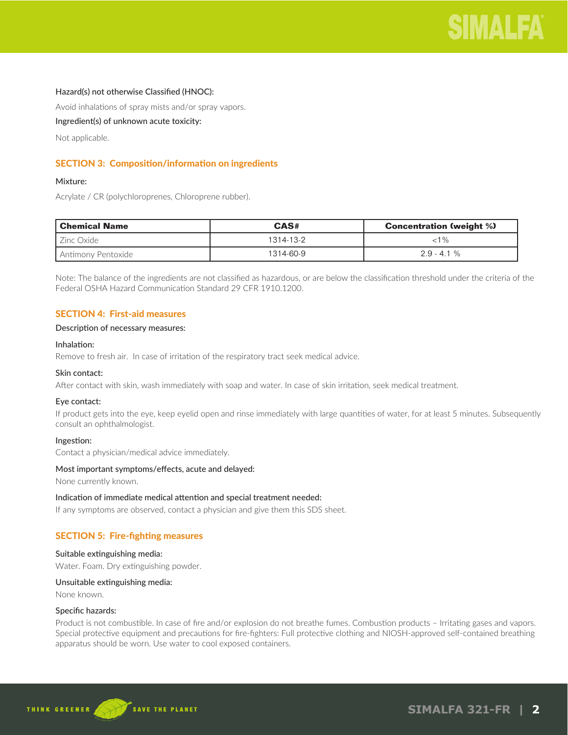Hazard(s) not otherwise Classified (HNOC):

Avoid inhalations of spray mists and/or spray vapors.

Ingredient(s) of unknown acute toxicity:

Not applicable.

## SECTION 3: Composition/information on ingredients

Mixture:

Acrylate / CR (polychloroprenes, Chloroprene rubber).

| Chemical Name | CAS# | Concentration (weight %) |
|---|---|---|
| Zinc Oxide | 1314-13-2 | <1% |
| Antimony Pentoxide | 1314-60-9 | 2.9 - 4.1 % |

Note: The balance of the ingredients are not classified as hazardous, or are below the classification threshold under the criteria of the Federal OSHA Hazard Communication Standard 29 CFR 1910.1200.

## SECTION 4: First-aid measures

Description of necessary measures:

Inhalation:
Remove to fresh air. In case of irritation of the respiratory tract seek medical advice.

Skin contact:
After contact with skin, wash immediately with soap and water. In case of skin irritation, seek medical treatment.

Eye contact:
If product gets into the eye, keep eyelid open and rinse immediately with large quantities of water, for at least 5 minutes. Subsequently consult an ophthalmologist.

Ingestion:
Contact a physician/medical advice immediately.

Most important symptoms/effects, acute and delayed:
None currently known.

Indication of immediate medical attention and special treatment needed:
If any symptoms are observed, contact a physician and give them this SDS sheet.

## SECTION 5: Fire-fighting measures

Suitable extinguishing media:
Water. Foam. Dry extinguishing powder.

Unsuitable extinguishing media:
None known.

Specific hazards:
Product is not combustible. In case of fire and/or explosion do not breathe fumes. Combustion products – Irritating gases and vapors. Special protective equipment and precautions for fire-fighters: Full protective clothing and NIOSH-approved self-contained breathing apparatus should be worn. Use water to cool exposed containers.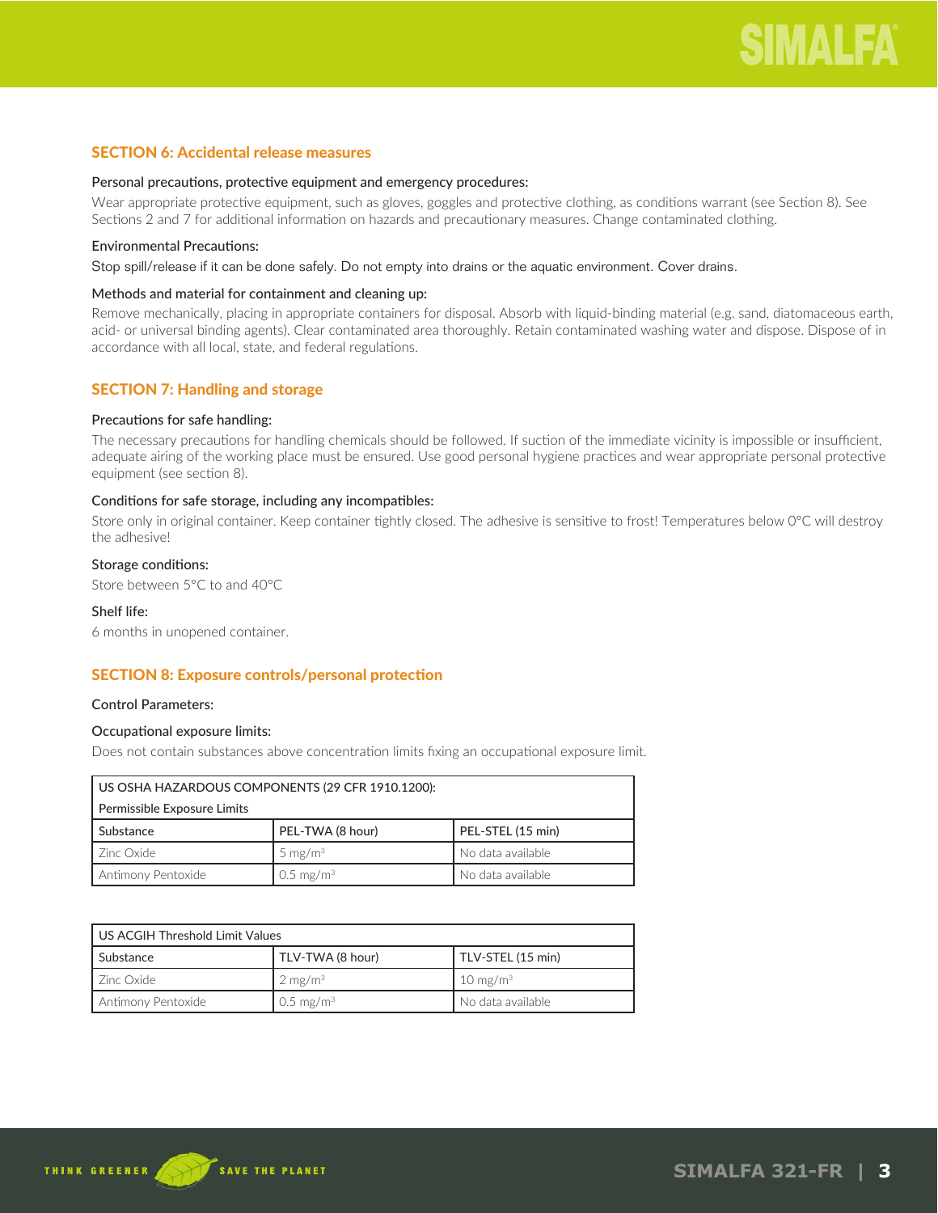## SECTION 6: Accidental release measures

### Personal precautions, protective equipment and emergency procedures:

Wear appropriate protective equipment, such as gloves, goggles and protective clothing, as conditions warrant (see Section 8). See Sections 2 and 7 for additional information on hazards and precautionary measures. Change contaminated clothing.

### Environmental Precautions:

Stop spill/release if it can be done safely. Do not empty into drains or the aquatic environment. Cover drains.

### Methods and material for containment and cleaning up:

Remove mechanically, placing in appropriate containers for disposal. Absorb with liquid-binding material (e.g. sand, diatomaceous earth, acid- or universal binding agents). Clear contaminated area thoroughly. Retain contaminated washing water and dispose. Dispose of in accordance with all local, state, and federal regulations.

## SECTION 7: Handling and storage

### Precautions for safe handling:

The necessary precautions for handling chemicals should be followed. If suction of the immediate vicinity is impossible or insufficient, adequate airing of the working place must be ensured. Use good personal hygiene practices and wear appropriate personal protective equipment (see section 8).

### Conditions for safe storage, including any incompatibles:

Store only in original container. Keep container tightly closed. The adhesive is sensitive to frost! Temperatures below 0°C will destroy the adhesive!

### Storage conditions:

Store between 5°C to and 40°C

### Shelf life:

6 months in unopened container.

## SECTION 8: Exposure controls/personal protection

### Control Parameters:

### Occupational exposure limits:

Does not contain substances above concentration limits fixing an occupational exposure limit.

| US OSHA HAZARDOUS COMPONENTS (29 CFR 1910.1200): Permissible Exposure Limits | | |
|---|---|---|
| Substance | PEL-TWA (8 hour) | PEL-STEL (15 min) |
| Zinc Oxide | 5 $mg/m^3$ | No data available |
| Antimony Pentoxide | 0.5 $mg/m^3$ | No data available |

| US ACGIH Threshold Limit Values | | |
|---|---|---|
| Substance | TLV-TWA (8 hour) | TLV-STEL (15 min) |
| Zinc Oxide | 2 $mg/m^3$ | 10 $mg/m^3$ |
| Antimony Pentoxide | 0.5 $mg/m^3$ | No data available |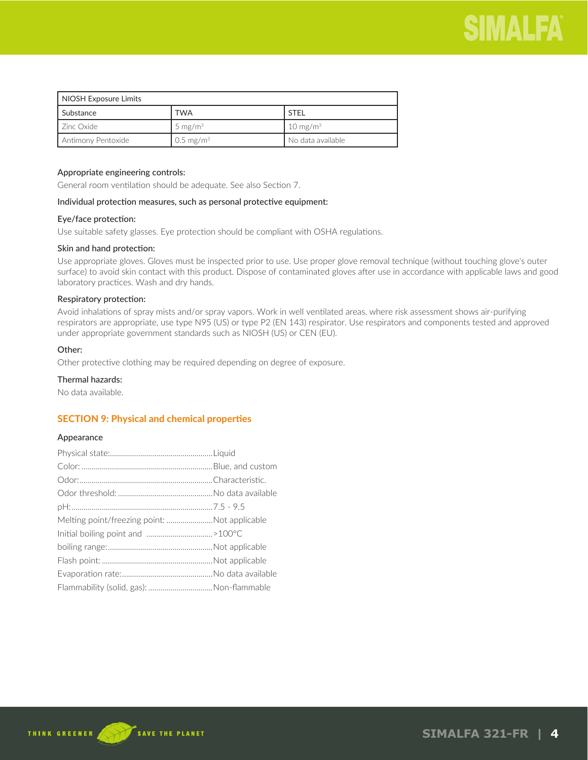| NIOSH Exposure Limits | | |
|---|---|---|
| Substance | TWA | STEL |
| Zinc Oxide | 5 mg/m³ | 10 mg/m³ |
| Antimony Pentoxide | 0.5 mg/m³ | No data available |

Appropriate engineering controls:

General room ventilation should be adequate. See also Section 7.

Individual protection measures, such as personal protective equipment:

Eye/face protection:

Use suitable safety glasses. Eye protection should be compliant with OSHA regulations.

Skin and hand protection:

Use appropriate gloves. Gloves must be inspected prior to use. Use proper glove removal technique (without touching glove's outer surface) to avoid skin contact with this product. Dispose of contaminated gloves after use in accordance with applicable laws and good laboratory practices. Wash and dry hands.

Respiratory protection:

Avoid inhalations of spray mists and/or spray vapors. Work in well ventilated areas, where risk assessment shows air-purifying respirators are appropriate, use type N95 (US) or type P2 (EN 143) respirator. Use respirators and components tested and approved under appropriate government standards such as NIOSH (US) or CEN (EU).

Other:

Other protective clothing may be required depending on degree of exposure.

Thermal hazards:

No data available.

## SECTION 9: Physical and chemical properties

Appearance

Physical state:....................................................Liquid
Color: ..................................................................Blue, and custom
Odor:...................................................................Characteristic.
Odor threshold: ...............................................No data available
pH:.......................................................................7.5 - 9.5
Melting point/freezing point: .......................Not applicable
Initial boiling point and .................................>100°C
boiling range:....................................................Not applicable
Flash point: .......................................................Not applicable
Evaporation rate:.............................................No data available
Flammability (solid, gas): ...............................Non-flammable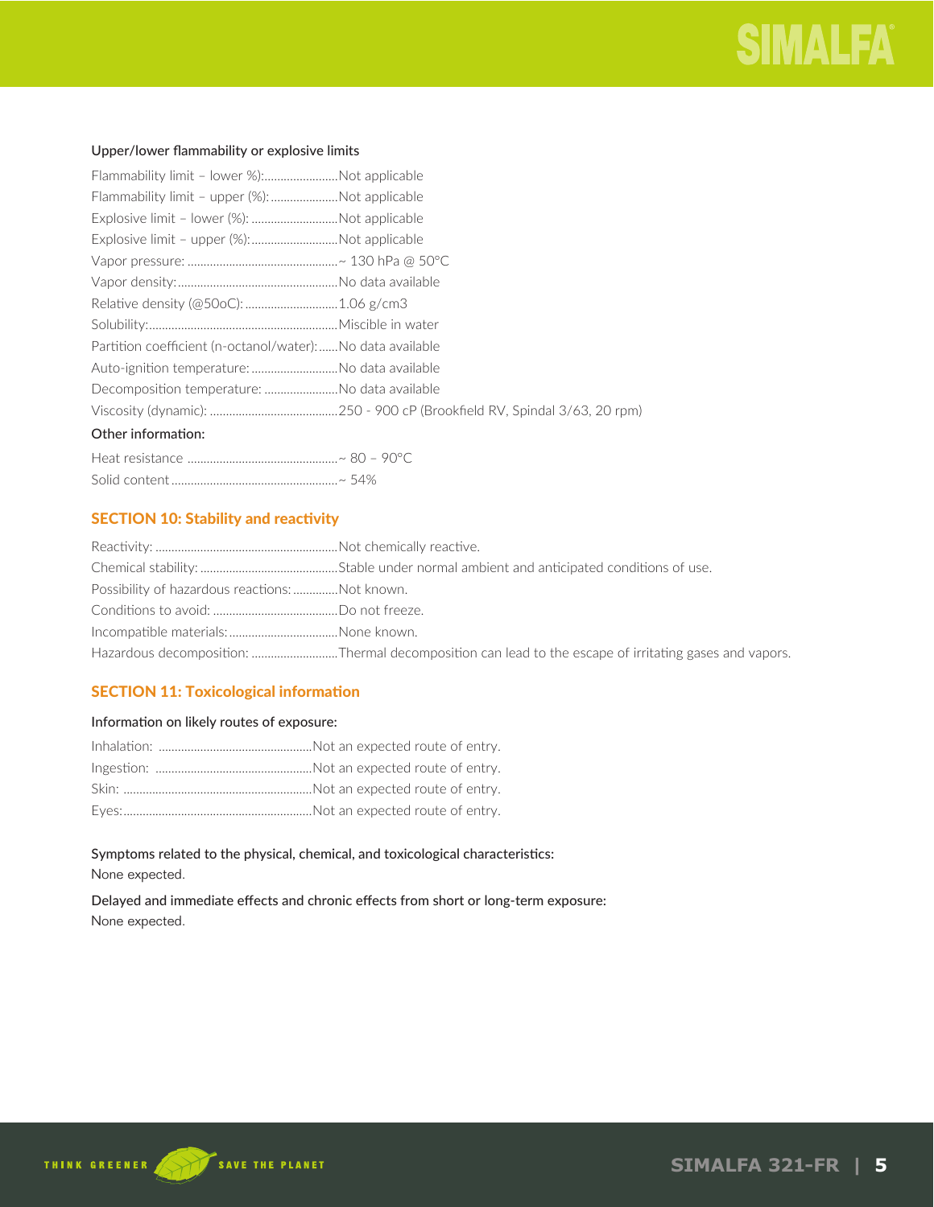Upper/lower flammability or explosive limits

Flammability limit – lower %):.......................Not applicable
Flammability limit – upper (%): .....................Not applicable
Explosive limit – lower (%): ...........................Not applicable
Explosive limit – upper (%):...........................Not applicable
Vapor pressure: ...............................................~ 130 hPa @ 50°C
Vapor density:..................................................No data available
Relative density (@50oC): .............................1.06 g/cm3
Solubility:...........................................................Miscible in water
Partition coefficient (n-octanol/water):......No data available
Auto-ignition temperature: ...........................No data available
Decomposition temperature: .......................No data available
Viscosity (dynamic): ........................................250 - 900 cP (Brookfield RV, Spindal 3/63, 20 rpm)

Other information:

Heat resistance ...............................................~ 80 – 90°C
Solid content ....................................................~ 54%

## SECTION 10: Stability and reactivity

Reactivity: .........................................................Not chemically reactive.
Chemical stability: ...........................................Stable under normal ambient and anticipated conditions of use.
Possibility of hazardous reactions: .............Not known.
Conditions to avoid: .......................................Do not freeze.
Incompatible materials:..................................None known.
Hazardous decomposition: ...........................Thermal decomposition can lead to the escape of irritating gases and vapors.

## SECTION 11: Toxicological information

Information on likely routes of exposure:

Inhalation: ................................................Not an expected route of entry.
Ingestion: .................................................Not an expected route of entry.
Skin: ...........................................................Not an expected route of entry.
Eyes:...........................................................Not an expected route of entry.

Symptoms related to the physical, chemical, and toxicological characteristics:
None expected.

Delayed and immediate effects and chronic effects from short or long-term exposure:
None expected.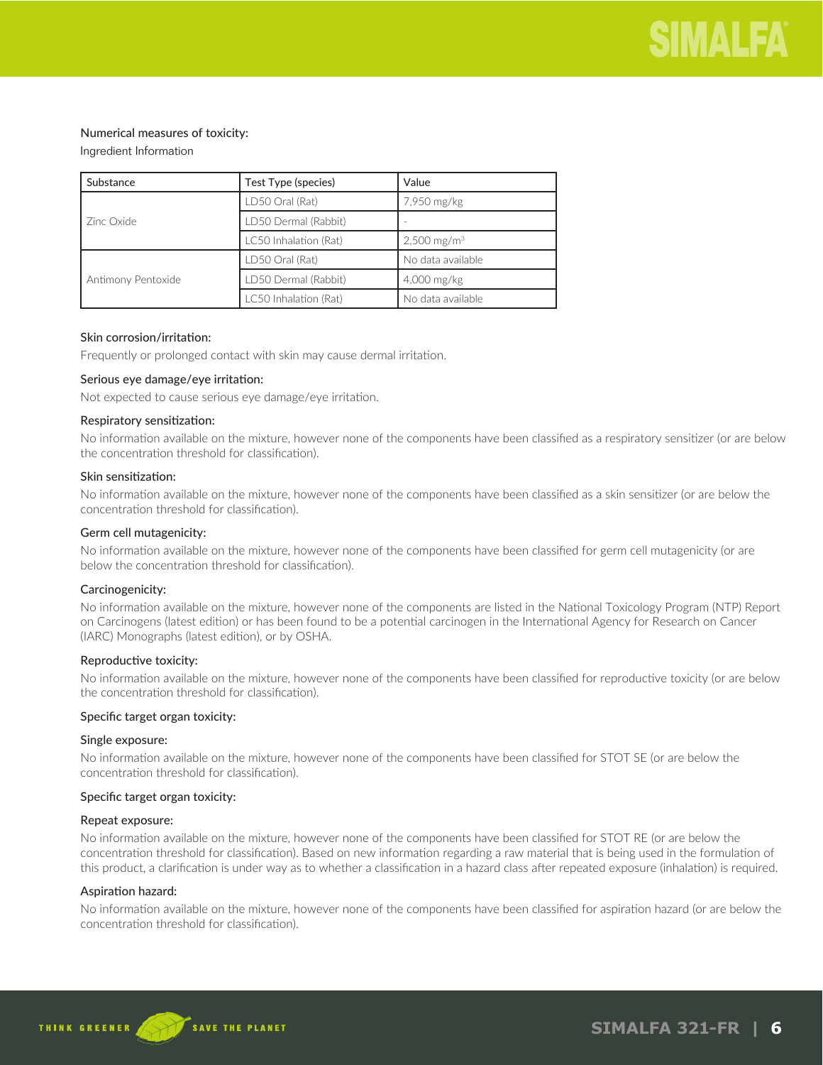Numerical measures of toxicity:

Ingredient Information

| Substance | Test Type (species) | Value |
|---|---|---|
| Zinc Oxide | LD50 Oral (Rat) | 7,950 mg/kg |
| | LD50 Dermal (Rabbit) | - |
| | LC50 Inhalation (Rat) | 2,500 mg/m³ |
| Antimony Pentoxide | LD50 Oral (Rat) | No data available |
| | LD50 Dermal (Rabbit) | 4,000 mg/kg |
| | LC50 Inhalation (Rat) | No data available |

#### Skin corrosion/irritation:

Frequently or prolonged contact with skin may cause dermal irritation.

#### Serious eye damage/eye irritation:

Not expected to cause serious eye damage/eye irritation.

#### Respiratory sensitization:

No information available on the mixture, however none of the components have been classified as a respiratory sensitizer (or are below the concentration threshold for classification).

#### Skin sensitization:

No information available on the mixture, however none of the components have been classified as a skin sensitizer (or are below the concentration threshold for classification).

#### Germ cell mutagenicity:

No information available on the mixture, however none of the components have been classified for germ cell mutagenicity (or are below the concentration threshold for classification).

#### Carcinogenicity:

No information available on the mixture, however none of the components are listed in the National Toxicology Program (NTP) Report on Carcinogens (latest edition) or has been found to be a potential carcinogen in the International Agency for Research on Cancer (IARC) Monographs (latest edition), or by OSHA.

#### Reproductive toxicity:

No information available on the mixture, however none of the components have been classified for reproductive toxicity (or are below the concentration threshold for classification).

#### Specific target organ toxicity:

#### Single exposure:

No information available on the mixture, however none of the components have been classified for STOT SE (or are below the concentration threshold for classification).

#### Specific target organ toxicity:

#### Repeat exposure:

No information available on the mixture, however none of the components have been classified for STOT RE (or are below the concentration threshold for classification). Based on new information regarding a raw material that is being used in the formulation of this product, a clarification is under way as to whether a classification in a hazard class after repeated exposure (inhalation) is required.

#### Aspiration hazard:

No information available on the mixture, however none of the components have been classified for aspiration hazard (or are below the concentration threshold for classification).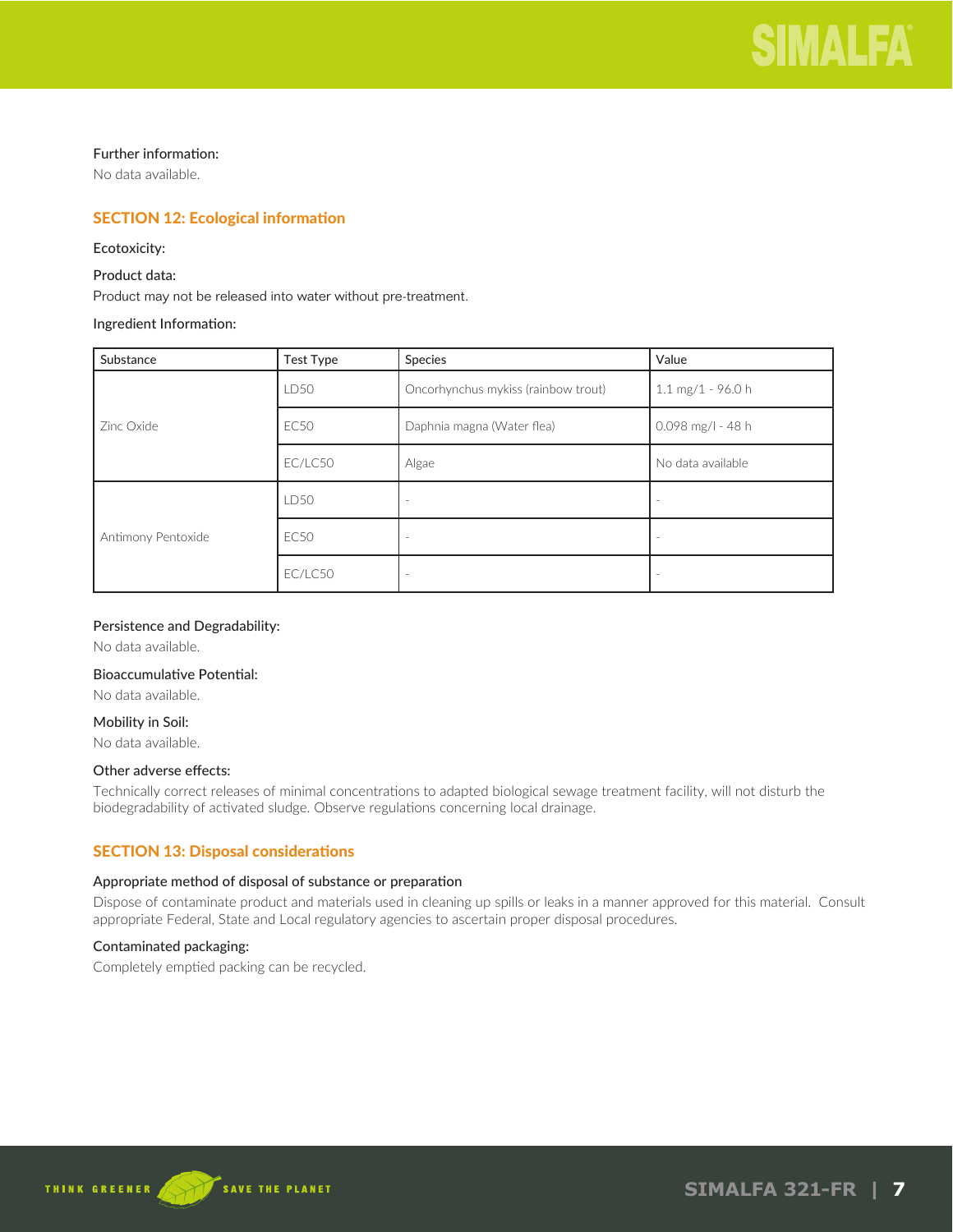Further information:

No data available.

## SECTION 12: Ecological information

Ecotoxicity:

Product data:

Product may not be released into water without pre-treatment.

Ingredient Information:

| Substance | Test Type | Species | Value |
|---|---|---|---|
| Zinc Oxide | LD50 | Oncorhynchus mykiss (rainbow trout) | 1.1 mg/1 - 96.0 h |
| | EC50 | Daphnia magna (Water flea) | 0.098 mg/l - 48 h |
| | EC/LC50 | Algae | No data available |
| Antimony Pentoxide | LD50 | - | - |
| | EC50 | - | - |
| | EC/LC50 | - | - |

Persistence and Degradability:

No data available.

Bioaccumulative Potential:

No data available.

Mobility in Soil:

No data available.

Other adverse effects:

Technically correct releases of minimal concentrations to adapted biological sewage treatment facility, will not disturb the biodegradability of activated sludge. Observe regulations concerning local drainage.

## SECTION 13: Disposal considerations

Appropriate method of disposal of substance or preparation

Dispose of contaminate product and materials used in cleaning up spills or leaks in a manner approved for this material. Consult appropriate Federal, State and Local regulatory agencies to ascertain proper disposal procedures.

Contaminated packaging:

Completely emptied packing can be recycled.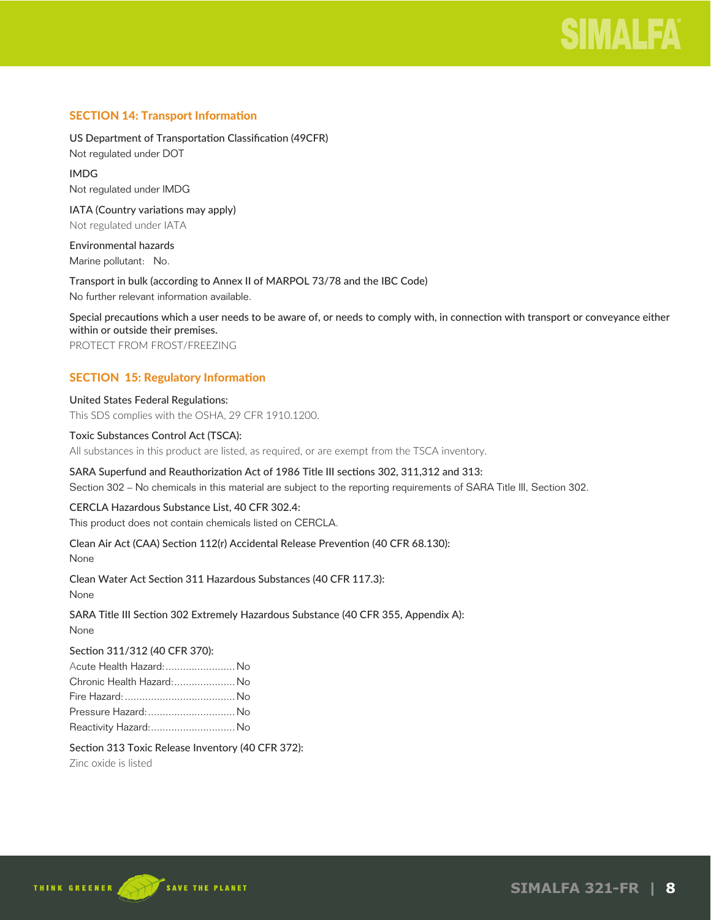## SECTION 14: Transport Information

US Department of Transportation Classification (49CFR)
Not regulated under DOT

IMDG
Not regulated under IMDG

IATA (Country variations may apply)
Not regulated under IATA

Environmental hazards
Marine pollutant: No.

Transport in bulk (according to Annex II of MARPOL 73/78 and the IBC Code)
No further relevant information available.

Special precautions which a user needs to be aware of, or needs to comply with, in connection with transport or conveyance either within or outside their premises.
PROTECT FROM FROST/FREEZING

## SECTION 15: Regulatory Information

United States Federal Regulations:
This SDS complies with the OSHA, 29 CFR 1910.1200.

Toxic Substances Control Act (TSCA):
All substances in this product are listed, as required, or are exempt from the TSCA inventory.

SARA Superfund and Reauthorization Act of 1986 Title III sections 302, 311,312 and 313:
Section 302 – No chemicals in this material are subject to the reporting requirements of SARA Title III, Section 302.

CERCLA Hazardous Substance List, 40 CFR 302.4:
This product does not contain chemicals listed on CERCLA.

Clean Air Act (CAA) Section 112(r) Accidental Release Prevention (40 CFR 68.130):
None

Clean Water Act Section 311 Hazardous Substances (40 CFR 117.3):
None

SARA Title III Section 302 Extremely Hazardous Substance (40 CFR 355, Appendix A):
None

Section 311/312 (40 CFR 370):
Acute Health Hazard:........................ No
Chronic Health Hazard:..................... No
Fire Hazard:...................................... No
Pressure Hazard:.............................. No
Reactivity Hazard:............................. No

Section 313 Toxic Release Inventory (40 CFR 372):
Zinc oxide is listed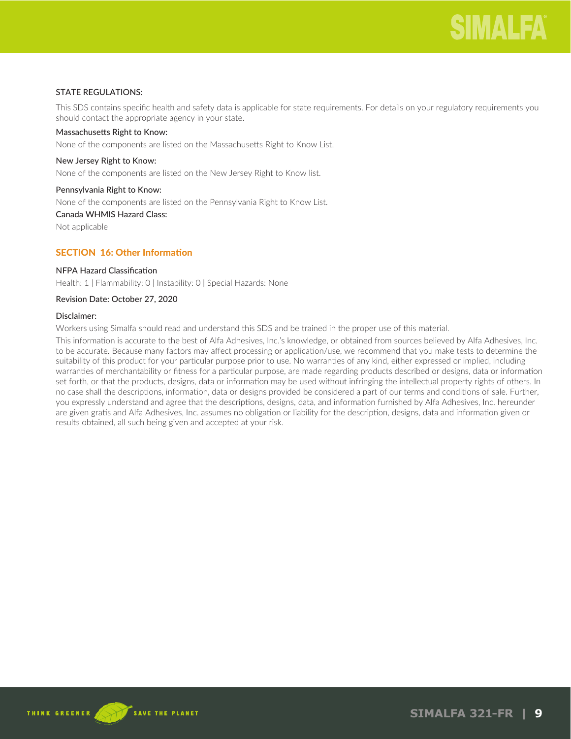STATE REGULATIONS:

This SDS contains specific health and safety data is applicable for state requirements. For details on your regulatory requirements you should contact the appropriate agency in your state.

Massachusetts Right to Know:

None of the components are listed on the Massachusetts Right to Know List.

New Jersey Right to Know:

None of the components are listed on the New Jersey Right to Know list.

Pennsylvania Right to Know:

None of the components are listed on the Pennsylvania Right to Know List.

Canada WHMIS Hazard Class:

Not applicable

## SECTION 16: Other Information

NFPA Hazard Classification

Health: 1 | Flammability: 0 | Instability: 0 | Special Hazards: None

Revision Date: October 27, 2020

Disclaimer:

Workers using Simalfa should read and understand this SDS and be trained in the proper use of this material.

This information is accurate to the best of Alfa Adhesives, Inc.'s knowledge, or obtained from sources believed by Alfa Adhesives, Inc. to be accurate. Because many factors may affect processing or application/use, we recommend that you make tests to determine the suitability of this product for your particular purpose prior to use. No warranties of any kind, either expressed or implied, including warranties of merchantability or fitness for a particular purpose, are made regarding products described or designs, data or information set forth, or that the products, designs, data or information may be used without infringing the intellectual property rights of others. In no case shall the descriptions, information, data or designs provided be considered a part of our terms and conditions of sale. Further, you expressly understand and agree that the descriptions, designs, data, and information furnished by Alfa Adhesives, Inc. hereunder are given gratis and Alfa Adhesives, Inc. assumes no obligation or liability for the description, designs, data and information given or results obtained, all such being given and accepted at your risk.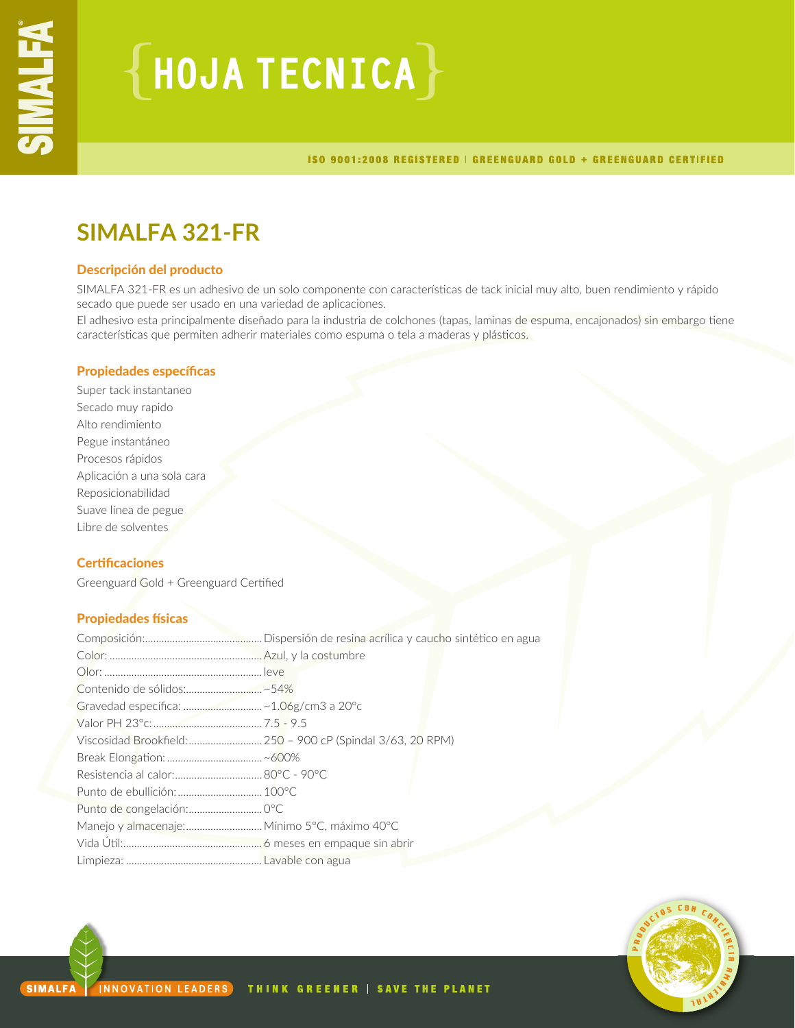# HOJA TECNICA

ISO 9001:2008 REGISTERED | GREENGUARD GOLD + GREENGUARD CERTIFIED

## SIMALFA 321-FR

### Descripción del producto

SIMALFA 321-FR es un adhesivo de un solo componente con características de tack inicial muy alto, buen rendimiento y rápido secado que puede ser usado en una variedad de aplicaciones.
El adhesivo esta principalmente diseñado para la industria de colchones (tapas, laminas de espuma, encajonados) sin embargo tiene características que permiten adherir materiales como espuma o tela a maderas y plásticos.

### Propiedades específicas

Super tack instantaneo
Secado muy rapido
Alto rendimiento
Pegue instantáneo
Procesos rápidos
Aplicación a una sola cara
Reposicionabilidad
Suave línea de pegue
Libre de solventes

### Certificaciones

Greenguard Gold + Greenguard Certified

### Propiedades físicas

| | |
|---|---|
| Composición: | Dispersión de resina acrílica y caucho sintético en agua |
| Color: | Azul, y la costumbre |
| Olor: | leve |
| Contenido de sólidos: | ~54% |
| Gravedad específica: | ~1.06g/cm3 a 20°c |
| Valor PH 23°c: | 7.5 - 9.5 |
| Viscosidad Brookfield: | 250 – 900 cP (Spindal 3/63, 20 RPM) |
| Break Elongation: | ~600% |
| Resistencia al calor: | 80°C - 90°C |
| Punto de ebullición: | 100°C |
| Punto de congelación: | 0°C |
| Manejo y almacenaje: | Mínimo 5°C, máximo 40°C |
| Vida Útil: | 6 meses en empaque sin abrir |
| Limpieza: | Lavable con agua |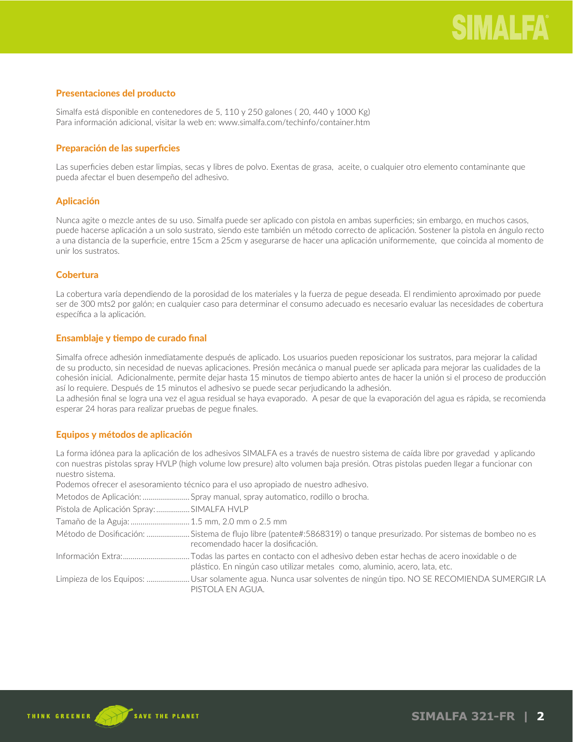## Presentaciones del producto

Simalfa está disponible en contenedores de 5, 110 y 250 galones ( 20, 440 y 1000 Kg)
Para información adicional, visitar la web en: www.simalfa.com/techinfo/container.htm

## Preparación de las superficies

Las superficies deben estar limpias, secas y libres de polvo. Exentas de grasa, aceite, o cualquier otro elemento contaminante que pueda afectar el buen desempeño del adhesivo.

## Aplicación

Nunca agite o mezcle antes de su uso. Simalfa puede ser aplicado con pistola en ambas superficies; sin embargo, en muchos casos, puede hacerse aplicación a un solo sustrato, siendo este también un método correcto de aplicación. Sostener la pistola en ángulo recto a una distancia de la superficie, entre 15cm a 25cm y asegurarse de hacer una aplicación uniformemente, que coincida al momento de unir los sustratos.

## Cobertura

La cobertura varía dependiendo de la porosidad de los materiales y la fuerza de pegue deseada. El rendimiento aproximado por puede ser de 300 mts2 por galón; en cualquier caso para determinar el consumo adecuado es necesario evaluar las necesidades de cobertura específica a la aplicación.

## Ensamblaje y tiempo de curado final

Simalfa ofrece adhesión inmediatamente después de aplicado. Los usuarios pueden reposicionar los sustratos, para mejorar la calidad de su producto, sin necesidad de nuevas aplicaciones. Presión mecánica o manual puede ser aplicada para mejorar las cualidades de la cohesión inicial. Adicionalmente, permite dejar hasta 15 minutos de tiempo abierto antes de hacer la unión si el proceso de producción así lo requiere. Después de 15 minutos el adhesivo se puede secar perjudicando la adhesión.
La adhesión final se logra una vez el agua residual se haya evaporado. A pesar de que la evaporación del agua es rápida, se recomienda esperar 24 horas para realizar pruebas de pegue finales.

## Equipos y métodos de aplicación

La forma idónea para la aplicación de los adhesivos SIMALFA es a través de nuestro sistema de caída libre por gravedad y aplicando con nuestras pistolas spray HVLP (high volume low presure) alto volumen baja presión. Otras pistolas pueden llegar a funcionar con nuestro sistema.
Podemos ofrecer el asesoramiento técnico para el uso apropiado de nuestro adhesivo.

Metodos de Aplicación: ........................ Spray manual, spray automatico, rodillo o brocha.

Pistola de Aplicación Spray: ................. SIMALFA HVLP

Tamaño de la Aguja: .............................. 1.5 mm, 2.0 mm o 2.5 mm

Método de Dosificación: ...................... Sistema de flujo libre (patente#:5868319) o tanque presurizado. Por sistemas de bombeo no es recomendado hacer la dosificación.

Información Extra: ................................. Todas las partes en contacto con el adhesivo deben estar hechas de acero inoxidable o de plástico. En ningún caso utilizar metales como, aluminio, acero, lata, etc.

Limpieza de los Equipos: ...................... Usar solamente agua. Nunca usar solventes de ningún tipo. NO SE RECOMIENDA SUMERGIR LA PISTOLA EN AGUA.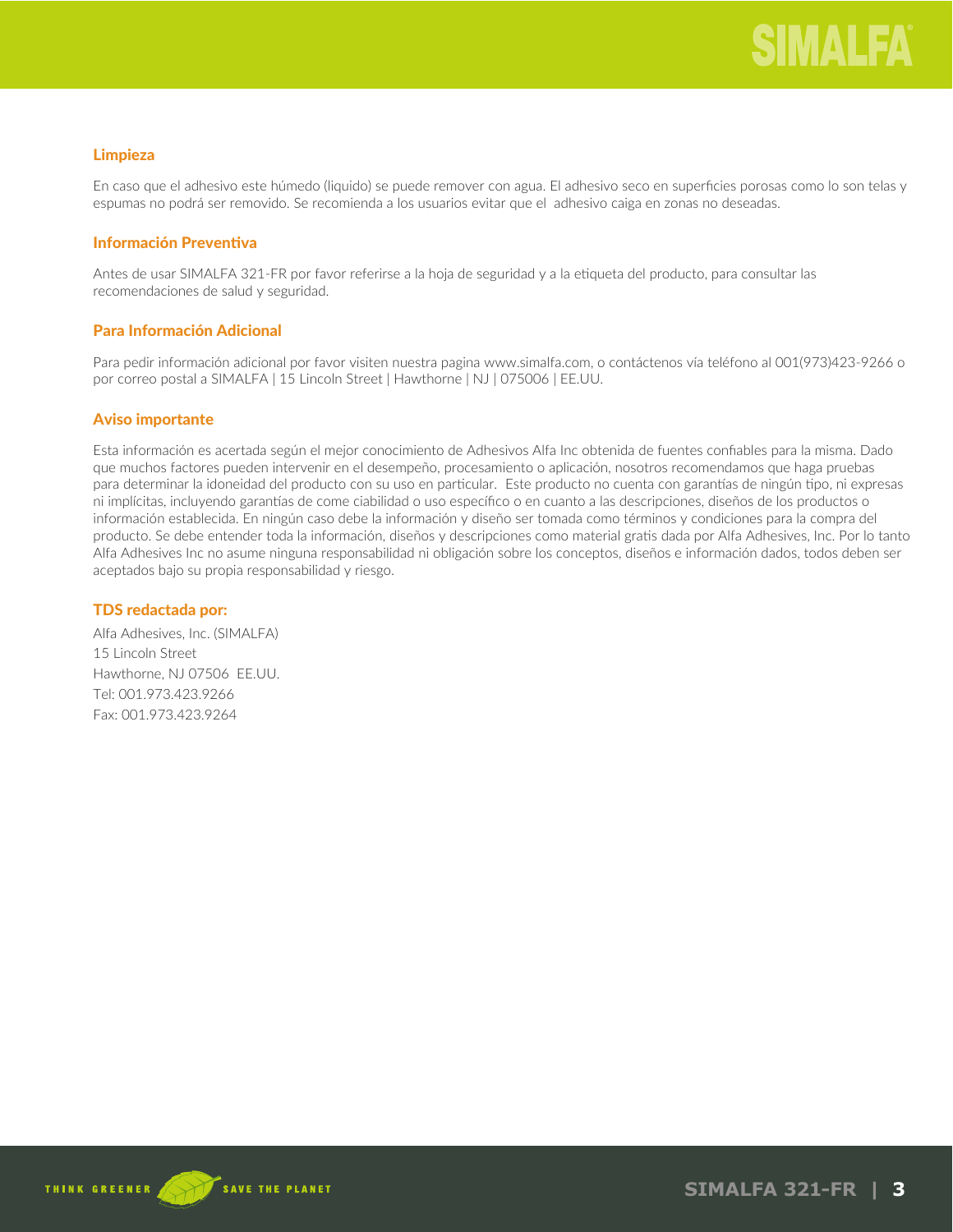## Limpieza

En caso que el adhesivo este húmedo (liquido) se puede remover con agua. El adhesivo seco en superficies porosas como lo son telas y espumas no podrá ser removido. Se recomienda a los usuarios evitar que el adhesivo caiga en zonas no deseadas.

## Información Preventiva

Antes de usar SIMALFA 321-FR por favor referirse a la hoja de seguridad y a la etiqueta del producto, para consultar las recomendaciones de salud y seguridad.

## Para Información Adicional

Para pedir información adicional por favor visiten nuestra pagina www.simalfa.com, o contáctenos vía teléfono al 001(973)423-9266 o por correo postal a SIMALFA | 15 Lincoln Street | Hawthorne | NJ | 075006 | EE.UU.

## Aviso importante

Esta información es acertada según el mejor conocimiento de Adhesivos Alfa Inc obtenida de fuentes confiables para la misma. Dado que muchos factores pueden intervenir en el desempeño, procesamiento o aplicación, nosotros recomendamos que haga pruebas para determinar la idoneidad del producto con su uso en particular. Este producto no cuenta con garantías de ningún tipo, ni expresas ni implícitas, incluyendo garantías de come ciabilidad o uso específico o en cuanto a las descripciones, diseños de los productos o información establecida. En ningún caso debe la información y diseño ser tomada como términos y condiciones para la compra del producto. Se debe entender toda la información, diseños y descripciones como material gratis dada por Alfa Adhesives, Inc. Por lo tanto Alfa Adhesives Inc no asume ninguna responsabilidad ni obligación sobre los conceptos, diseños e información dados, todos deben ser aceptados bajo su propia responsabilidad y riesgo.

## TDS redactada por:

Alfa Adhesives, Inc. (SIMALFA)
15 Lincoln Street
Hawthorne, NJ 07506 EE.UU.
Tel: 001.973.423.9266
Fax: 001.973.423.9264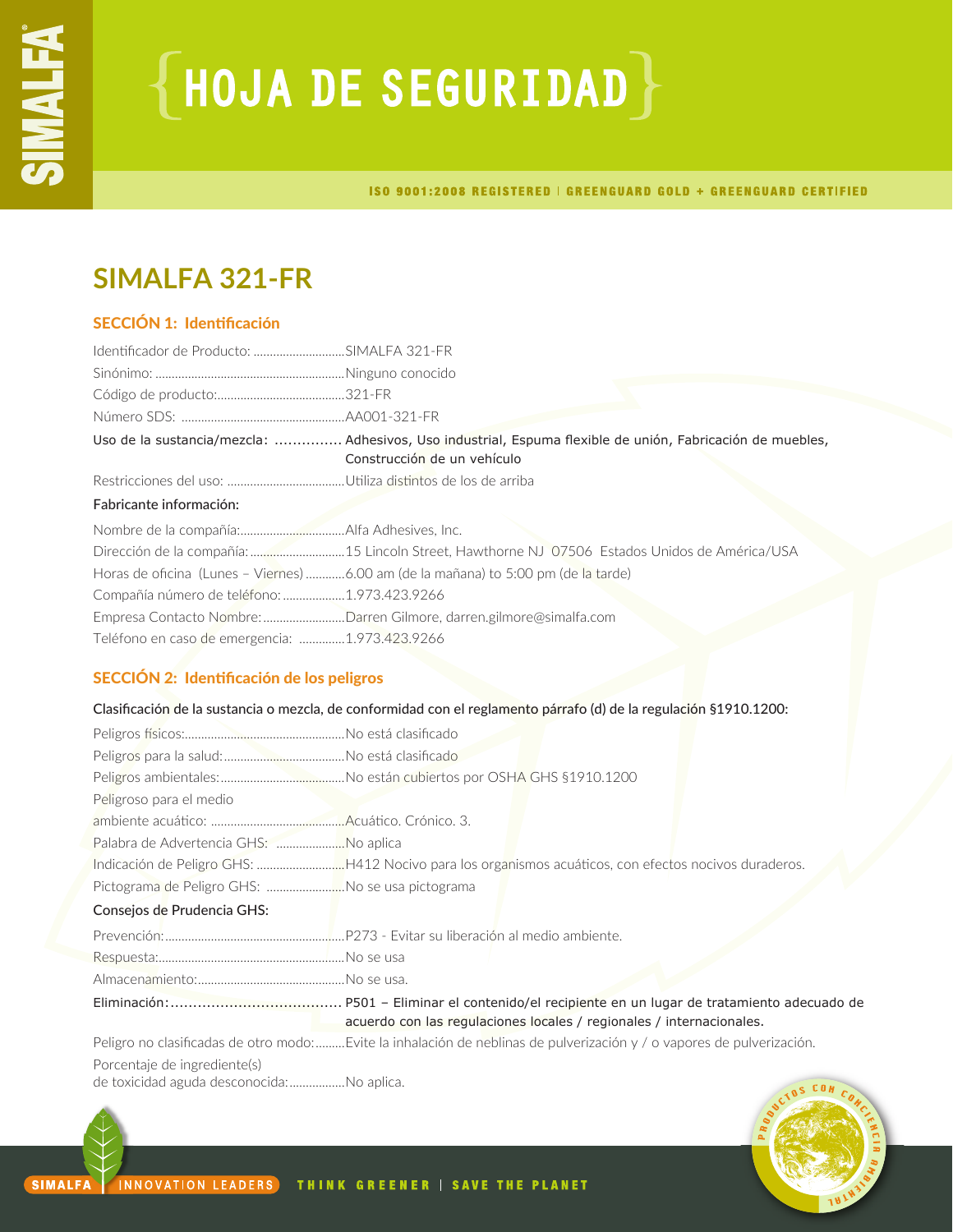# HOJA DE SEGURIDAD

ISO 9001:2008 REGISTERED | GREENGUARD GOLD + GREENGUARD CERTIFIED

## SIMALFA 321-FR

### SECCIÓN 1: Identificación

Identificador de Producto: ............................SIMALFA 321-FR
Sinónimo: ..........................................................Ninguno conocido
Código de producto:.......................................321-FR
Número SDS: ..................................................AA001-321-FR
Uso de la sustancia/mezcla: .............. Adhesivos, Uso industrial, Espuma flexible de unión, Fabricación de muebles, Construcción de un vehículo
Restricciones del uso: ...................................Utiliza distintos de los de arriba

Fabricante información:

Nombre de la compañía:................................Alfa Adhesives, Inc.
Dirección de la compañía:.............................15 Lincoln Street, Hawthorne NJ 07506 Estados Unidos de América/USA
Horas de oficina (Lunes – Viernes)............6.00 am (de la mañana) to 5:00 pm (de la tarde)
Compañía número de teléfono:...................1.973.423.9266
Empresa Contacto Nombre:.........................Darren Gilmore, darren.gilmore@simalfa.com
Teléfono en caso de emergencia: .............1.973.423.9266

### SECCIÓN 2: Identificación de los peligros

Clasificación de la sustancia o mezcla, de conformidad con el reglamento párrafo (d) de la regulación §1910.1200:

Peligros físicos:................................................No está clasificado
Peligros para la salud:....................................No está clasificado
Peligros ambientales:.....................................No están cubiertos por OSHA GHS §1910.1200
Peligroso para el medio ambiente acuático: .........................................Acuático. Crónico. 3.
Palabra de Advertencia GHS: .....................No aplica
Indicación de Peligro GHS: ...........................H412 Nocivo para los organismos acuáticos, con efectos nocivos duraderos.
Pictograma de Peligro GHS: ........................No se usa pictograma

Consejos de Prudencia GHS:

Prevención:.......................................................P273 - Evitar su liberación al medio ambiente.
Respuesta:.........................................................No se usa
Almacenamiento:.............................................No se usa.
Eliminación:..................................... P501 – Eliminar el contenido/el recipiente en un lugar de tratamiento adecuado de acuerdo con las regulaciones locales / regionales / internacionales.
Peligro no clasificadas de otro modo:.........Evite la inhalación de neblinas de pulverización y / o vapores de pulverización.
Porcentaje de ingrediente(s) de toxicidad aguda desconocida:................No aplica.

SIMALFA | INNOVATION LEADERS THINK GREENER | SAVE THE PLANET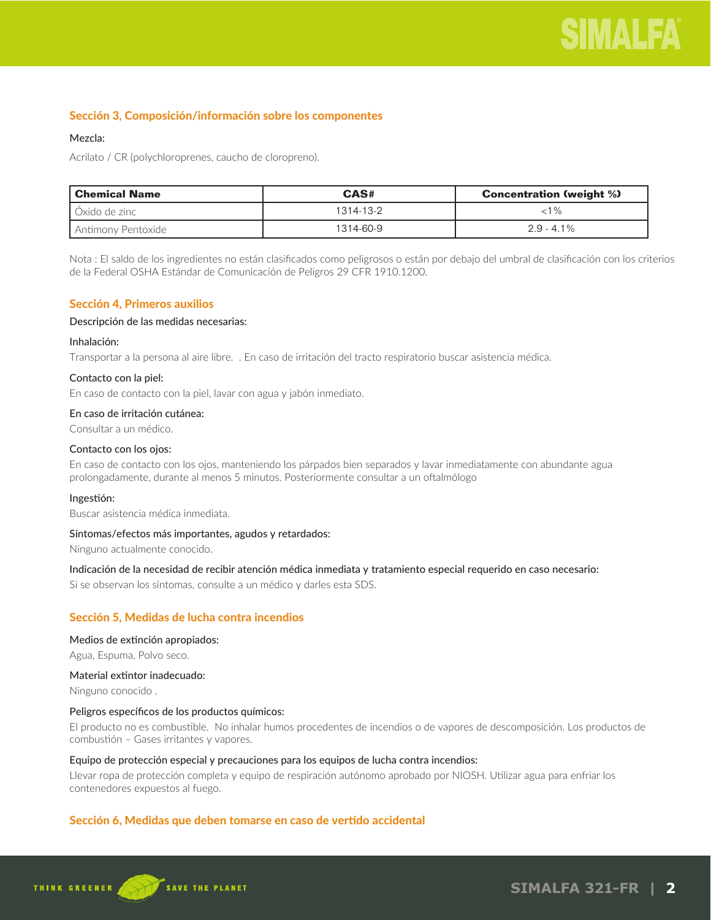## Sección 3, Composición/información sobre los componentes

Mezcla:

Acrilato / CR (polychloroprenes, caucho de cloropreno).

| Chemical Name | CAS# | Concentration (weight %) |
|---|---|---|
| Óxido de zinc | 1314-13-2 | <1% |
| Antimony Pentoxide | 1314-60-9 | 2.9 - 4.1% |

Nota : El saldo de los ingredientes no están clasificados como peligrosos o están por debajo del umbral de clasificación con los criterios de la Federal OSHA Estándar de Comunicación de Peligros 29 CFR 1910.1200.

## Sección 4, Primeros auxilios

Descripción de las medidas necesarias:

Inhalación:

Transportar a la persona al aire libre.  . En caso de irritación del tracto respiratorio buscar asistencia médica.

Contacto con la piel:

En caso de contacto con la piel, lavar con agua y jabón inmediato.

En caso de irritación cutánea:

Consultar a un médico.

Contacto con los ojos:

En caso de contacto con los ojos, manteniendo los párpados bien separados y lavar inmediatamente con abundante agua prolongadamente, durante al menos 5 minutos. Posteriormente consultar a un oftalmólogo

Ingestión:

Buscar asistencia médica inmediata.

Síntomas/efectos más importantes, agudos y retardados:

Ninguno actualmente conocido.

Indicación de la necesidad de recibir atención médica inmediata y tratamiento especial requerido en caso necesario:

Si se observan los síntomas, consulte a un médico y darles esta SDS.

## Sección 5, Medidas de lucha contra incendios

Medios de extinción apropiados:

Agua, Espuma, Polvo seco.

Material extintor inadecuado:

Ninguno conocido .

Peligros específicos de los productos químicos:

El producto no es combustible.  No inhalar humos procedentes de incendios o de vapores de descomposición. Los productos de combustión – Gases irritantes y vapores.

Equipo de protección especial y precauciones para los equipos de lucha contra incendios:

Llevar ropa de protección completa y equipo de respiración autónomo aprobado por NIOSH. Utilizar agua para enfriar los contenedores expuestos al fuego.

## Sección 6, Medidas que deben tomarse en caso de vertido accidental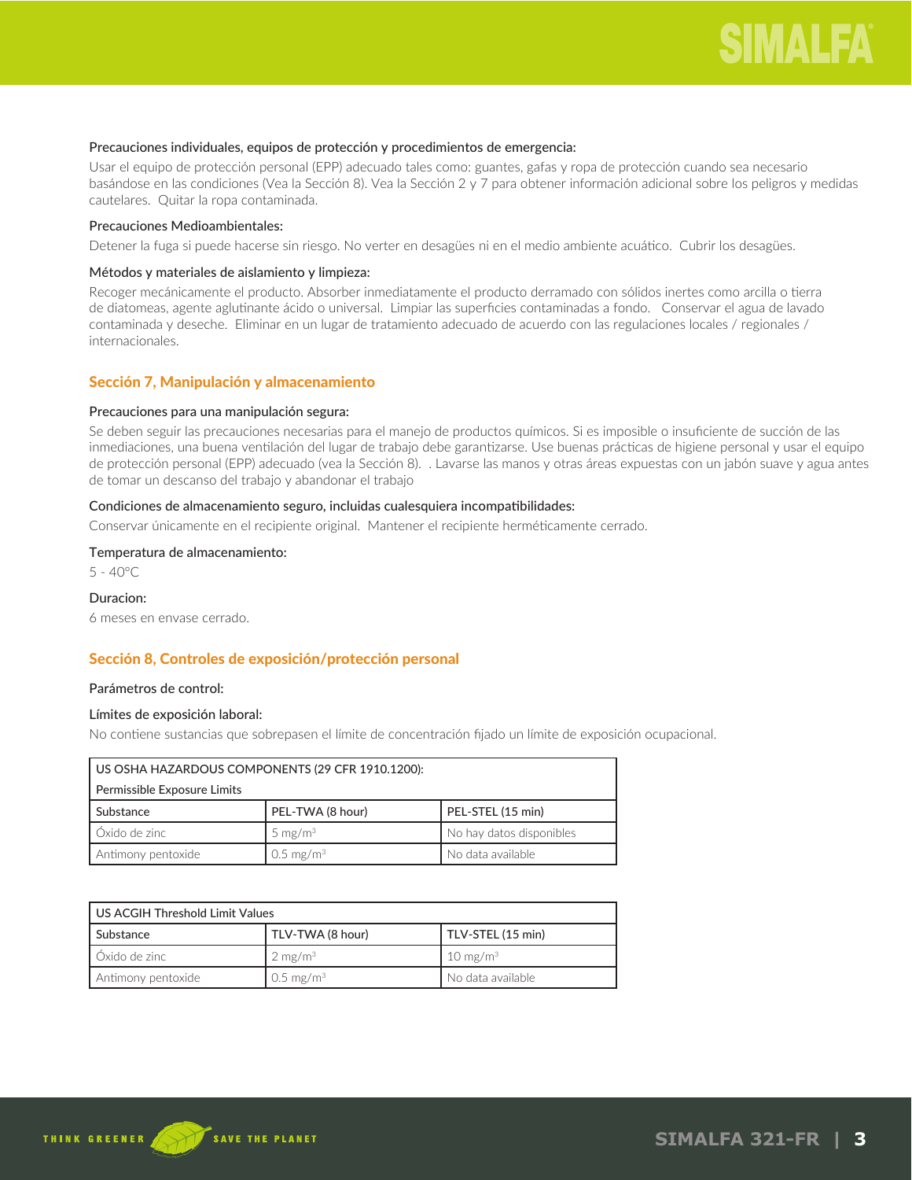Precauciones individuales, equipos de protección y procedimientos de emergencia:

Usar el equipo de protección personal (EPP) adecuado tales como: guantes, gafas y ropa de protección cuando sea necesario basándose en las condiciones (Vea la Sección 8). Vea la Sección 2 y 7 para obtener información adicional sobre los peligros y medidas cautelares. Quitar la ropa contaminada.

Precauciones Medioambientales:

Detener la fuga si puede hacerse sin riesgo. No verter en desagües ni en el medio ambiente acuático. Cubrir los desagües.

Métodos y materiales de aislamiento y limpieza:

Recoger mecánicamente el producto. Absorber inmediatamente el producto derramado con sólidos inertes como arcilla o tierra de diatomeas, agente aglutinante ácido o universal. Limpiar las superficies contaminadas a fondo. Conservar el agua de lavado contaminada y deseche. Eliminar en un lugar de tratamiento adecuado de acuerdo con las regulaciones locales / regionales / internacionales.

## Sección 7, Manipulación y almacenamiento

Precauciones para una manipulación segura:

Se deben seguir las precauciones necesarias para el manejo de productos químicos. Si es imposible o insuficiente de succión de las inmediaciones, una buena ventilación del lugar de trabajo debe garantizarse. Use buenas prácticas de higiene personal y usar el equipo de protección personal (EPP) adecuado (vea la Sección 8). . Lavarse las manos y otras áreas expuestas con un jabón suave y agua antes de tomar un descanso del trabajo y abandonar el trabajo

Condiciones de almacenamiento seguro, incluidas cualesquiera incompatibilidades:

Conservar únicamente en el recipiente original. Mantener el recipiente herméticamente cerrado.

Temperatura de almacenamiento:

5 - 40°C

Duracion:

6 meses en envase cerrado.

## Sección 8, Controles de exposición/protección personal

Parámetros de control:

Límites de exposición laboral:

No contiene sustancias que sobrepasen el límite de concentración fijado un límite de exposición ocupacional.

| US OSHA HAZARDOUS COMPONENTS (29 CFR 1910.1200): Permissible Exposure Limits | | |
|---|---|---|
| Substance | PEL-TWA (8 hour) | PEL-STEL (15 min) |
| Óxido de zinc | 5 mg/m³ | No hay datos disponibles |
| Antimony pentoxide | 0.5 mg/m³ | No data available |

| US ACGIH Threshold Limit Values | | |
|---|---|---|
| Substance | TLV-TWA (8 hour) | TLV-STEL (15 min) |
| Óxido de zinc | 2 mg/m³ | 10 mg/m³ |
| Antimony pentoxide | 0.5 mg/m³ | No data available |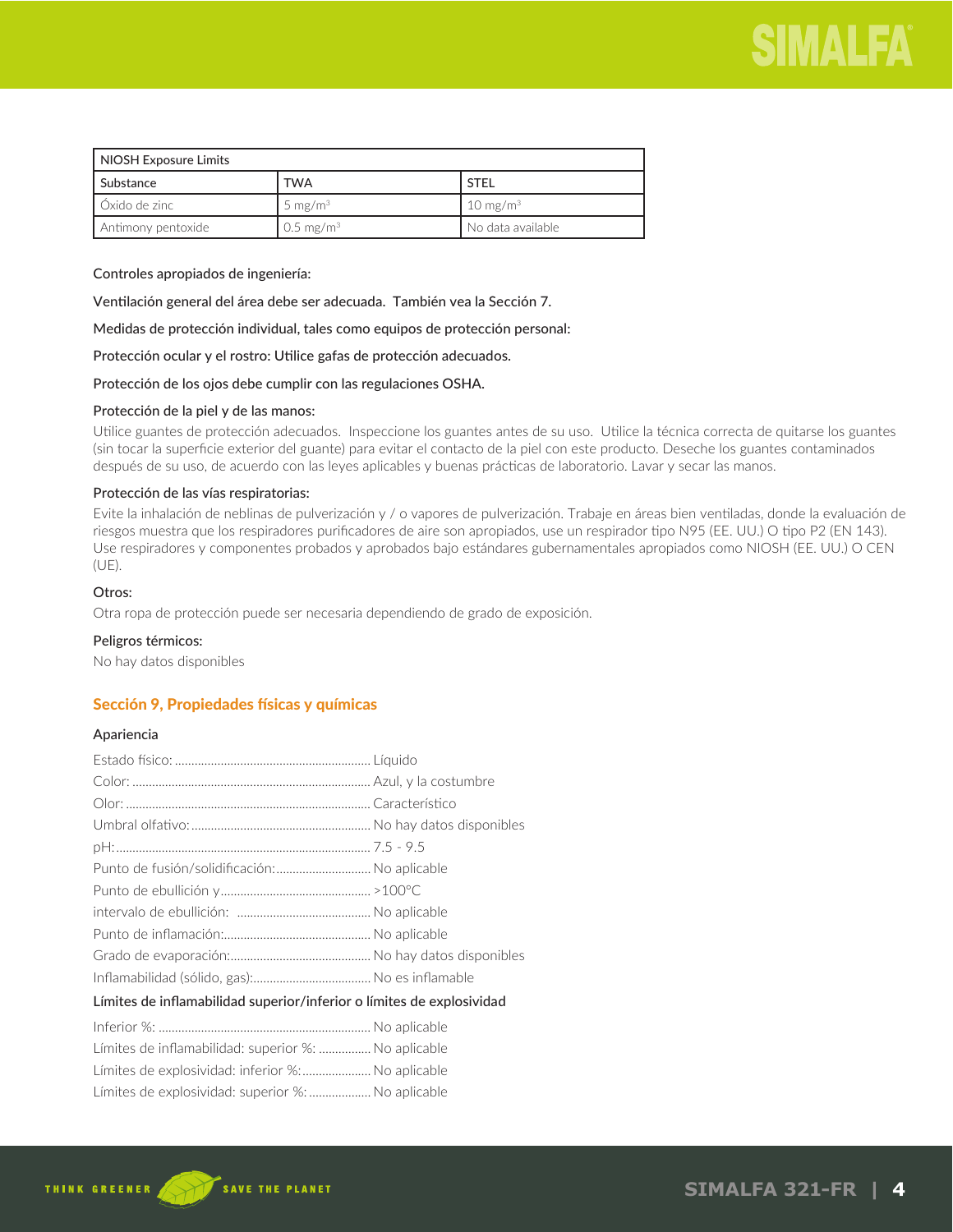| NIOSH Exposure Limits | | |
|---|---|---|
| Substance | TWA | STEL |
| Óxido de zinc | 5 mg/m³ | 10 mg/m³ |
| Antimony pentoxide | 0.5 mg/m³ | No data available |

Controles apropiados de ingeniería:

Ventilación general del área debe ser adecuada. También vea la Sección 7.

Medidas de protección individual, tales como equipos de protección personal:

Protección ocular y el rostro: Utilice gafas de protección adecuados.

Protección de los ojos debe cumplir con las regulaciones OSHA.

Protección de la piel y de las manos:

Utilice guantes de protección adecuados. Inspeccione los guantes antes de su uso. Utilice la técnica correcta de quitarse los guantes (sin tocar la superficie exterior del guante) para evitar el contacto de la piel con este producto. Deseche los guantes contaminados después de su uso, de acuerdo con las leyes aplicables y buenas prácticas de laboratorio. Lavar y secar las manos.

Protección de las vías respiratorias:

Evite la inhalación de neblinas de pulverización y / o vapores de pulverización. Trabaje en áreas bien ventiladas, donde la evaluación de riesgos muestra que los respiradores purificadores de aire son apropiados, use un respirador tipo N95 (EE. UU.) O tipo P2 (EN 143). Use respiradores y componentes probados y aprobados bajo estándares gubernamentales apropiados como NIOSH (EE. UU.) O CEN (UE).

Otros:

Otra ropa de protección puede ser necesaria dependiendo de grado de exposición.

Peligros térmicos:

No hay datos disponibles

## Sección 9, Propiedades físicas y químicas

### Apariencia

Estado físico: ........ Líquido
Color: ........ Azul, y la costumbre
Olor: ........ Característico
Umbral olfativo: ........ No hay datos disponibles
pH: ........ 7.5 - 9.5
Punto de fusión/solidificación: ........ No aplicable
Punto de ebullición y ........ >100°C
intervalo de ebullición: ........ No aplicable
Punto de inflamación: ........ No aplicable
Grado de evaporación: ........ No hay datos disponibles
Inflamabilidad (sólido, gas): ........ No es inflamable

### Límites de inflamabilidad superior/inferior o límites de explosividad

Inferior %: ........ No aplicable
Límites de inflamabilidad: superior %: ........ No aplicable
Límites de explosividad: inferior %: ........ No aplicable
Límites de explosividad: superior %: ........ No aplicable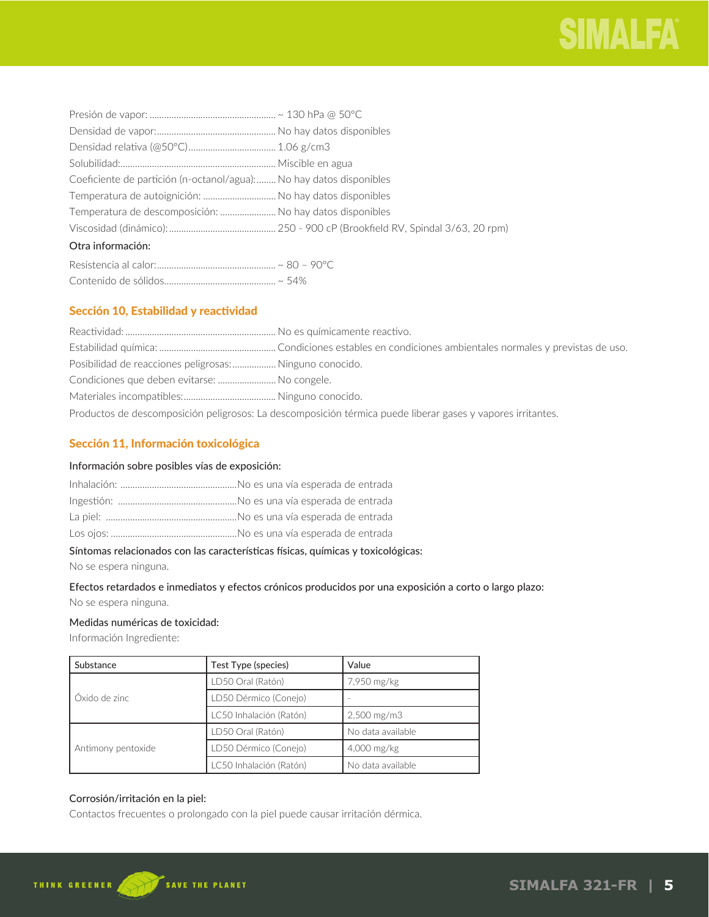Presión de vapor: .................................................... ~ 130 hPa @ 50°C
Densidad de vapor:................................................. No hay datos disponibles
Densidad relativa (@50°C).................................... 1.06 g/cm3
Solubilidad:................................................................ Miscible en agua
Coeficiente de partición (n-octanol/agua):........ No hay datos disponibles
Temperatura de autoignición: .............................. No hay datos disponibles
Temperatura de descomposición: ....................... No hay datos disponibles
Viscosidad (dinámico): ............................................ 250 - 900 cP (Brookfield RV, Spindal 3/63, 20 rpm)

**Otra información:**

Resistencia al calor:................................................. ~ 80 – 90°C
Contenido de sólidos.............................................. ~ 54%

## Sección 10, Estabilidad y reactividad

Reactividad: ............................................................. No es químicamente reactivo.
Estabilidad química: ................................................ Condiciones estables en condiciones ambientales normales y previstas de uso.
Posibilidad de reacciones peligrosas:.................. Ninguno conocido.
Condiciones que deben evitarse: ........................ No congele.
Materiales incompatibles:...................................... Ninguno conocido.
Productos de descomposición peligrosos: La descomposición térmica puede liberar gases y vapores irritantes.

## Sección 11, Información toxicológica

**Información sobre posibles vías de exposición:**

Inhalación: ...............................................No es una vía esperada de entrada
Ingestión: ................................................No es una vía esperada de entrada
La piel: .....................................................No es una vía esperada de entrada
Los ojos: ..................................................No es una vía esperada de entrada

**Síntomas relacionados con las características físicas, químicas y toxicológicas:**

No se espera ninguna.

**Efectos retardados e inmediatos y efectos crónicos producidos por una exposición a corto o largo plazo:**

No se espera ninguna.

**Medidas numéricas de toxicidad:**

Información Ingrediente:

| Substance | Test Type (species) | Value |
|---|---|---|
| Óxido de zinc | LD50 Oral (Ratón) | 7,950 mg/kg |
| | LD50 Dérmico (Conejo) | - |
| | LC50 Inhalación (Ratón) | 2,500 mg/m3 |
| Antimony pentoxide | LD50 Oral (Ratón) | No data available |
| | LD50 Dérmico (Conejo) | 4,000 mg/kg |
| | LC50 Inhalación (Ratón) | No data available |

**Corrosión/irritación en la piel:**

Contactos frecuentes o prolongado con la piel puede causar irritación dérmica.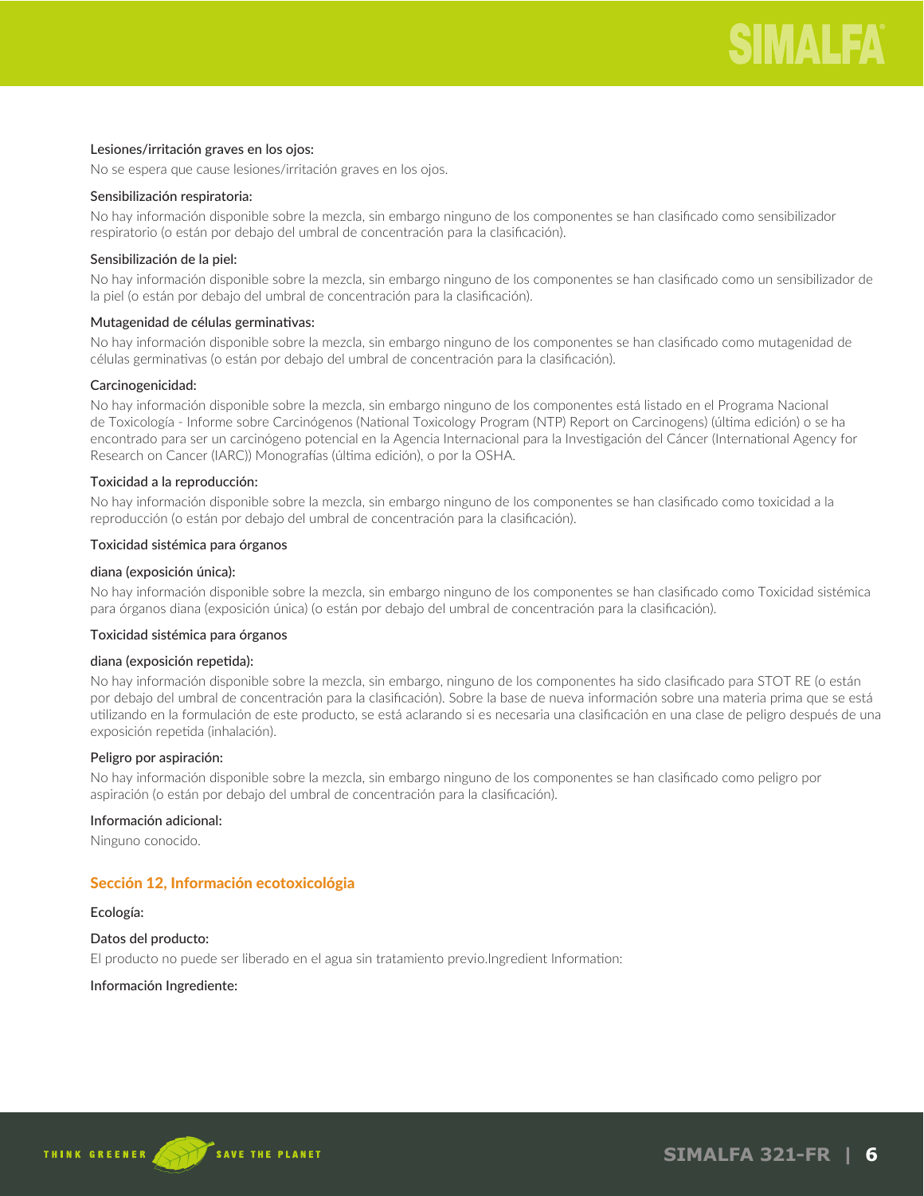#### Lesiones/irritación graves en los ojos:

No se espera que cause lesiones/irritación graves en los ojos.

#### Sensibilización respiratoria:

No hay información disponible sobre la mezcla, sin embargo ninguno de los componentes se han clasificado como sensibilizador respiratorio (o están por debajo del umbral de concentración para la clasificación).

#### Sensibilización de la piel:

No hay información disponible sobre la mezcla, sin embargo ninguno de los componentes se han clasificado como un sensibilizador de la piel (o están por debajo del umbral de concentración para la clasificación).

#### Mutagenidad de células germinativas:

No hay información disponible sobre la mezcla, sin embargo ninguno de los componentes se han clasificado como mutagenidad de células germinativas (o están por debajo del umbral de concentración para la clasificación).

#### Carcinogenicidad:

No hay información disponible sobre la mezcla, sin embargo ninguno de los componentes está listado en el Programa Nacional de Toxicología - Informe sobre Carcinógenos (National Toxicology Program (NTP) Report on Carcinogens) (última edición) o se ha encontrado para ser un carcinógeno potencial en la Agencia Internacional para la Investigación del Cáncer (International Agency for Research on Cancer (IARC)) Monografías (última edición), o por la OSHA.

#### Toxicidad a la reproducción:

No hay información disponible sobre la mezcla, sin embargo ninguno de los componentes se han clasificado como toxicidad a la reproducción (o están por debajo del umbral de concentración para la clasificación).

#### Toxicidad sistémica para órganos diana (exposición única):

No hay información disponible sobre la mezcla, sin embargo ninguno de los componentes se han clasificado como Toxicidad sistémica para órganos diana (exposición única) (o están por debajo del umbral de concentración para la clasificación).

#### Toxicidad sistémica para órganos diana (exposición repetida):

No hay información disponible sobre la mezcla, sin embargo, ninguno de los componentes ha sido clasificado para STOT RE (o están por debajo del umbral de concentración para la clasificación). Sobre la base de nueva información sobre una materia prima que se está utilizando en la formulación de este producto, se está aclarando si es necesaria una clasificación en una clase de peligro después de una exposición repetida (inhalación).

#### Peligro por aspiración:

No hay información disponible sobre la mezcla, sin embargo ninguno de los componentes se han clasificado como peligro por aspiración (o están por debajo del umbral de concentración para la clasificación).

#### Información adicional:

Ninguno conocido.

## Sección 12, Información ecotoxicológia

#### Ecología:

#### Datos del producto:

El producto no puede ser liberado en el agua sin tratamiento previo.Ingredient Information:

#### Información Ingrediente: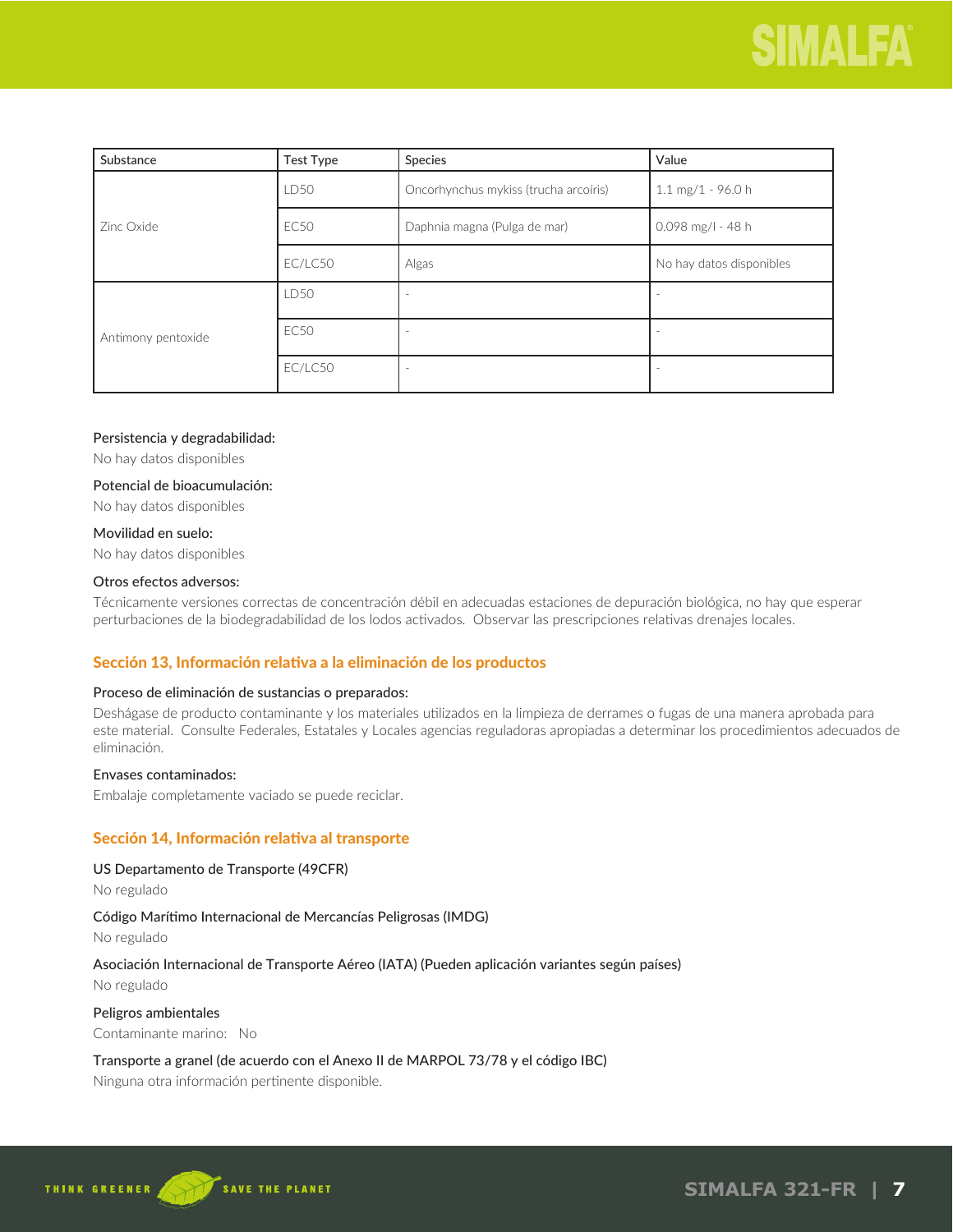| Substance | Test Type | Species | Value |
| --- | --- | --- | --- |
| Zinc Oxide | LD50 | Oncorhynchus mykiss (trucha arcoíris) | 1.1 mg/1 - 96.0 h |
| | EC50 | Daphnia magna (Pulga de mar) | 0.098 mg/l - 48 h |
| | EC/LC50 | Algas | No hay datos disponibles |
| Antimony pentoxide | LD50 | - | - |
| | EC50 | - | - |
| | EC/LC50 | - | - |

Persistencia y degradabilidad:

No hay datos disponibles

Potencial de bioacumulación:

No hay datos disponibles

Movilidad en suelo:

No hay datos disponibles

Otros efectos adversos:

Técnicamente versiones correctas de concentración débil en adecuadas estaciones de depuración biológica, no hay que esperar perturbaciones de la biodegradabilidad de los lodos activados. Observar las prescripciones relativas drenajes locales.

## Sección 13, Información relativa a la eliminación de los productos

Proceso de eliminación de sustancias o preparados:

Deshágase de producto contaminante y los materiales utilizados en la limpieza de derrames o fugas de una manera aprobada para este material. Consulte Federales, Estatales y Locales agencias reguladoras apropiadas a determinar los procedimientos adecuados de eliminación.

Envases contaminados:

Embalaje completamente vaciado se puede reciclar.

## Sección 14, Información relativa al transporte

US Departamento de Transporte (49CFR)

No regulado

Código Marítimo Internacional de Mercancías Peligrosas (IMDG)

No regulado

Asociación Internacional de Transporte Aéreo (IATA) (Pueden aplicación variantes según países)

No regulado

Peligros ambientales

Contaminante marino: No

Transporte a granel (de acuerdo con el Anexo II de MARPOL 73/78 y el código IBC)

Ninguna otra información pertinente disponible.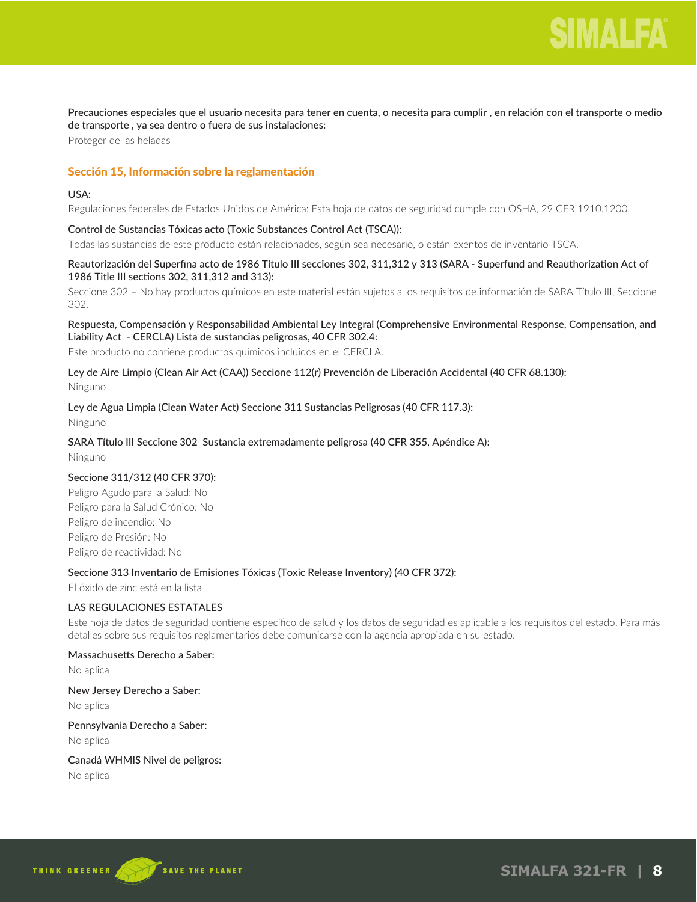**Precauciones especiales que el usuario necesita para tener en cuenta, o necesita para cumplir , en relación con el transporte o medio de transporte , ya sea dentro o fuera de sus instalaciones:**

Proteger de las heladas

## Sección 15, Información sobre la reglamentación

**USA:**

Regulaciones federales de Estados Unidos de América: Esta hoja de datos de seguridad cumple con OSHA, 29 CFR 1910.1200.

**Control de Sustancias Tóxicas acto (Toxic Substances Control Act (TSCA)):**

Todas las sustancias de este producto están relacionados, según sea necesario, o están exentos de inventario TSCA.

**Reautorización del Superfina acto de 1986 Título III secciones 302, 311,312 y 313 (SARA - Superfund and Reauthorization Act of 1986 Title III sections 302, 311,312 and 313):**

Seccione 302 – No hay productos químicos en este material están sujetos a los requisitos de información de SARA Título III, Seccione 302.

**Respuesta, Compensación y Responsabilidad Ambiental Ley Integral (Comprehensive Environmental Response, Compensation, and Liability Act - CERCLA) Lista de sustancias peligrosas, 40 CFR 302.4:**

Este producto no contiene productos químicos incluidos en el CERCLA.

**Ley de Aire Limpio (Clean Air Act (CAA)) Seccione 112(r) Prevención de Liberación Accidental (40 CFR 68.130):**

Ninguno

**Ley de Agua Limpia (Clean Water Act) Seccione 311 Sustancias Peligrosas (40 CFR 117.3):**

Ninguno

**SARA Título III Seccione 302 Sustancia extremadamente peligrosa (40 CFR 355, Apéndice A):**

Ninguno

**Seccione 311/312 (40 CFR 370):**

Peligro Agudo para la Salud: No
Peligro para la Salud Crónico: No
Peligro de incendio: No
Peligro de Presión: No
Peligro de reactividad: No

**Seccione 313 Inventario de Emisiones Tóxicas (Toxic Release Inventory) (40 CFR 372):**

El óxido de zinc está en la lista

**LAS REGULACIONES ESTATALES**

Este hoja de datos de seguridad contiene específico de salud y los datos de seguridad es aplicable a los requisitos del estado. Para más detalles sobre sus requisitos reglamentarios debe comunicarse con la agencia apropiada en su estado.

**Massachusetts Derecho a Saber:**

No aplica

**New Jersey Derecho a Saber:**

No aplica

**Pennsylvania Derecho a Saber:**

No aplica

**Canadá WHMIS Nivel de peligros:**

No aplica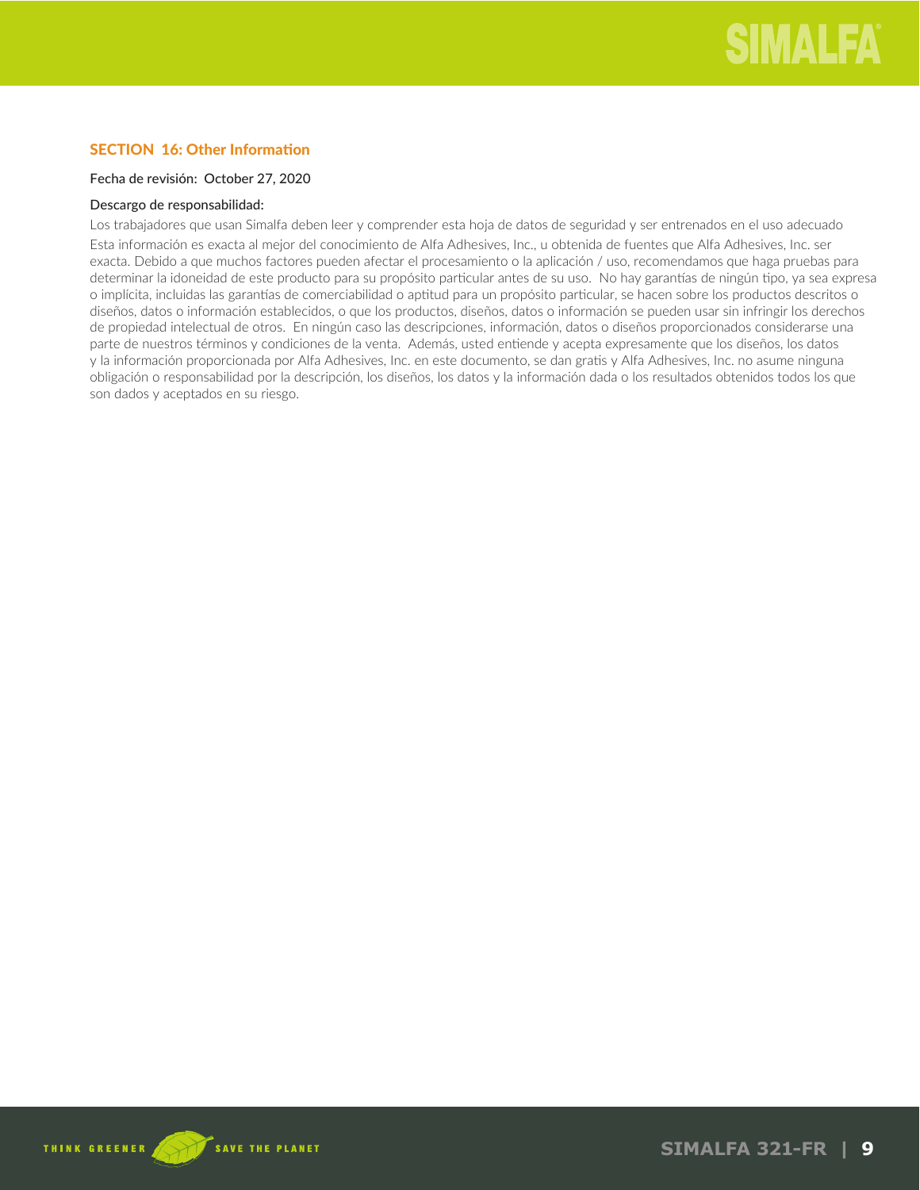## SECTION 16: Other Information

Fecha de revisión: October 27, 2020

Descargo de responsabilidad:

Los trabajadores que usan Simalfa deben leer y comprender esta hoja de datos de seguridad y ser entrenados en el uso adecuado

Esta información es exacta al mejor del conocimiento de Alfa Adhesives, Inc., u obtenida de fuentes que Alfa Adhesives, Inc. ser exacta. Debido a que muchos factores pueden afectar el procesamiento o la aplicación / uso, recomendamos que haga pruebas para determinar la idoneidad de este producto para su propósito particular antes de su uso. No hay garantías de ningún tipo, ya sea expresa o implícita, incluidas las garantías de comerciabilidad o aptitud para un propósito particular, se hacen sobre los productos descritos o diseños, datos o información establecidos, o que los productos, diseños, datos o información se pueden usar sin infringir los derechos de propiedad intelectual de otros. En ningún caso las descripciones, información, datos o diseños proporcionados considerarse una parte de nuestros términos y condiciones de la venta. Además, usted entiende y acepta expresamente que los diseños, los datos y la información proporcionada por Alfa Adhesives, Inc. en este documento, se dan gratis y Alfa Adhesives, Inc. no asume ninguna obligación o responsabilidad por la descripción, los diseños, los datos y la información dada o los resultados obtenidos todos los que son dados y aceptados en su riesgo.